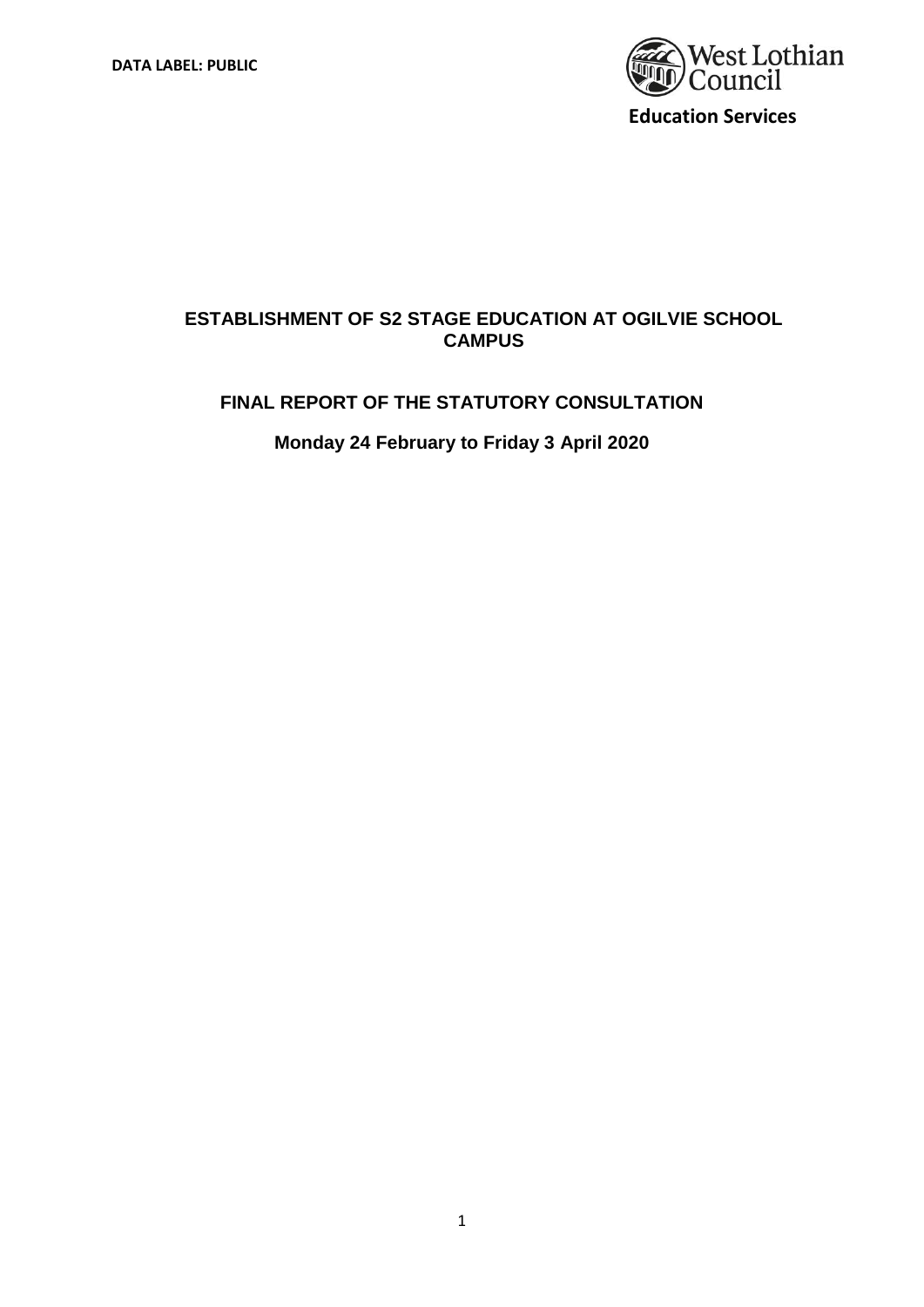DATA LABEL: PUBLIC

West Lothian Council

**Education Services**

# ESTABLISHMENT OF S2 STAGE EDUCATION AT OGILVIE SCHOOL CAMPUS

## FINAL REPORT OF THE STATUTORY CONSULTATION

**Monday 24 February to Friday 3 April 2020**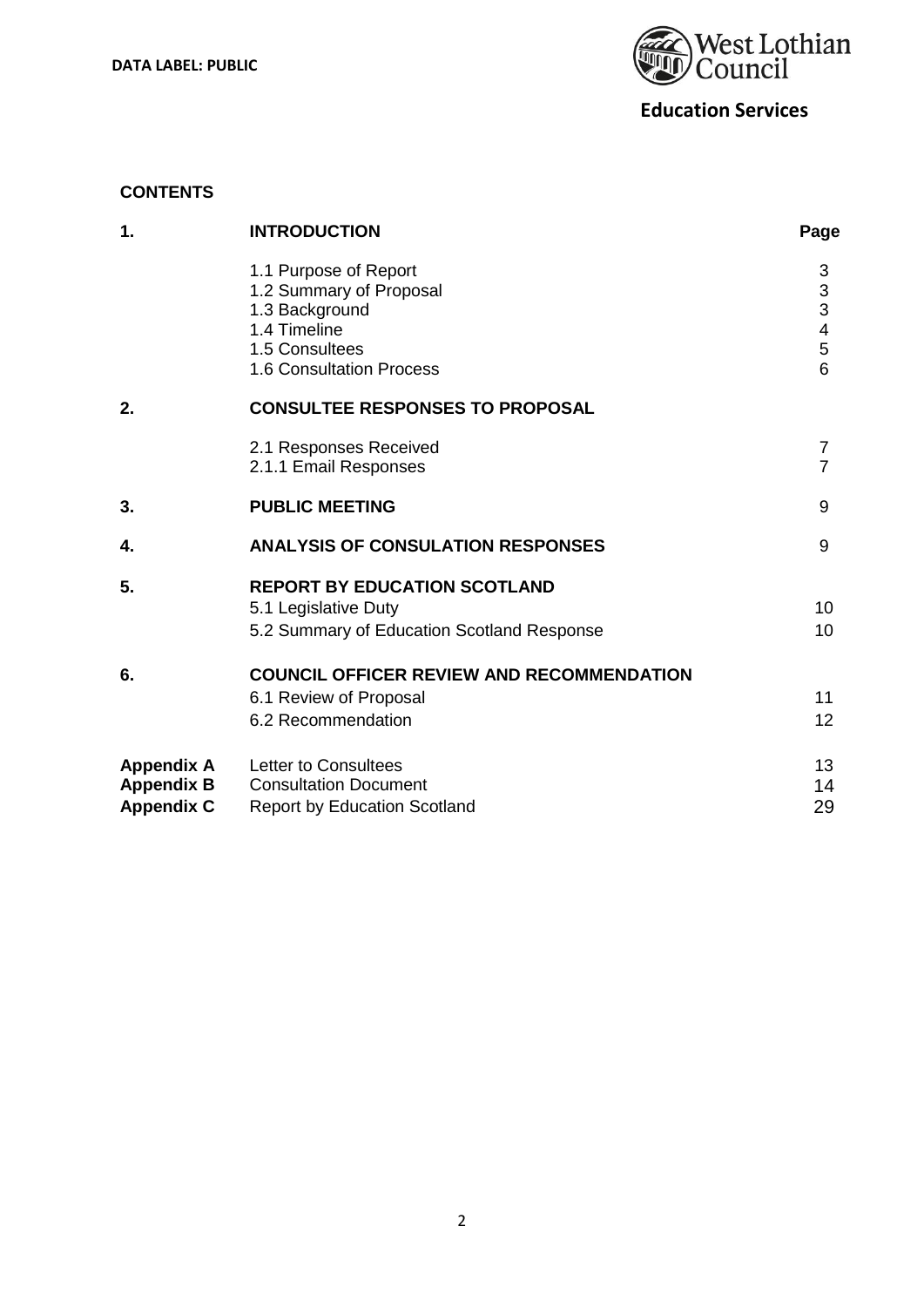DATA LABEL: PUBLIC

West Lothian Council

**Education Services**

## CONTENTS

| | | Page |
|---|---|---|
| **1.** | **INTRODUCTION** | |
| | 1.1 Purpose of Report | 3 |
| | 1.2 Summary of Proposal | 3 |
| | 1.3 Background | 3 |
| | 1.4 Timeline | 4 |
| | 1.5 Consultees | 5 |
| | 1.6 Consultation Process | 6 |
| **2.** | **CONSULTEE RESPONSES TO PROPOSAL** | |
| | 2.1 Responses Received | 7 |
| | 2.1.1 Email Responses | 7 |
| **3.** | **PUBLIC MEETING** | 9 |
| **4.** | **ANALYSIS OF CONSULATION RESPONSES** | 9 |
| **5.** | **REPORT BY EDUCATION SCOTLAND** | |
| | 5.1 Legislative Duty | 10 |
| | 5.2 Summary of Education Scotland Response | 10 |
| **6.** | **COUNCIL OFFICER REVIEW AND RECOMMENDATION** | |
| | 6.1 Review of Proposal | 11 |
| | 6.2 Recommendation | 12 |
| **Appendix A** | Letter to Consultees | 13 |
| **Appendix B** | Consultation Document | 14 |
| **Appendix C** | Report by Education Scotland | 29 |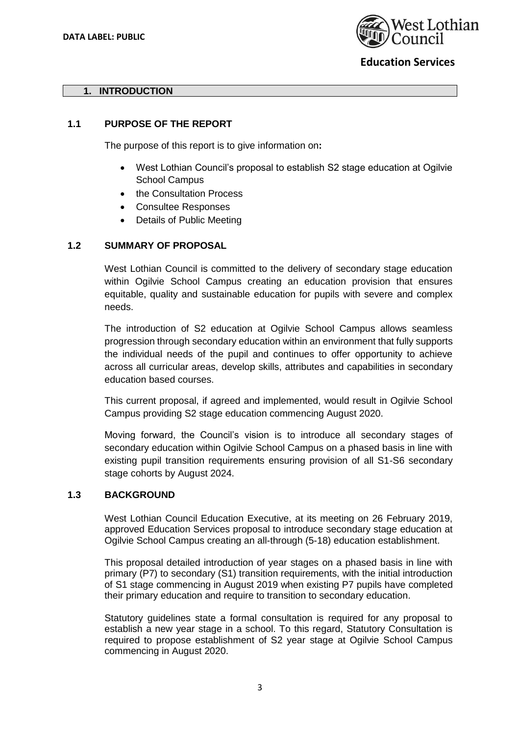## 1. INTRODUCTION

### 1.1 PURPOSE OF THE REPORT

The purpose of this report is to give information on**:**

- West Lothian Council's proposal to establish S2 stage education at Ogilvie School Campus
- the Consultation Process
- Consultee Responses
- Details of Public Meeting

### 1.2 SUMMARY OF PROPOSAL

West Lothian Council is committed to the delivery of secondary stage education within Ogilvie School Campus creating an education provision that ensures equitable, quality and sustainable education for pupils with severe and complex needs.

The introduction of S2 education at Ogilvie School Campus allows seamless progression through secondary education within an environment that fully supports the individual needs of the pupil and continues to offer opportunity to achieve across all curricular areas, develop skills, attributes and capabilities in secondary education based courses.

This current proposal, if agreed and implemented, would result in Ogilvie School Campus providing S2 stage education commencing August 2020.

Moving forward, the Council's vision is to introduce all secondary stages of secondary education within Ogilvie School Campus on a phased basis in line with existing pupil transition requirements ensuring provision of all S1-S6 secondary stage cohorts by August 2024.

### 1.3 BACKGROUND

West Lothian Council Education Executive, at its meeting on 26 February 2019, approved Education Services proposal to introduce secondary stage education at Ogilvie School Campus creating an all-through (5-18) education establishment.

This proposal detailed introduction of year stages on a phased basis in line with primary (P7) to secondary (S1) transition requirements, with the initial introduction of S1 stage commencing in August 2019 when existing P7 pupils have completed their primary education and require to transition to secondary education.

Statutory guidelines state a formal consultation is required for any proposal to establish a new year stage in a school. To this regard, Statutory Consultation is required to propose establishment of S2 year stage at Ogilvie School Campus commencing in August 2020.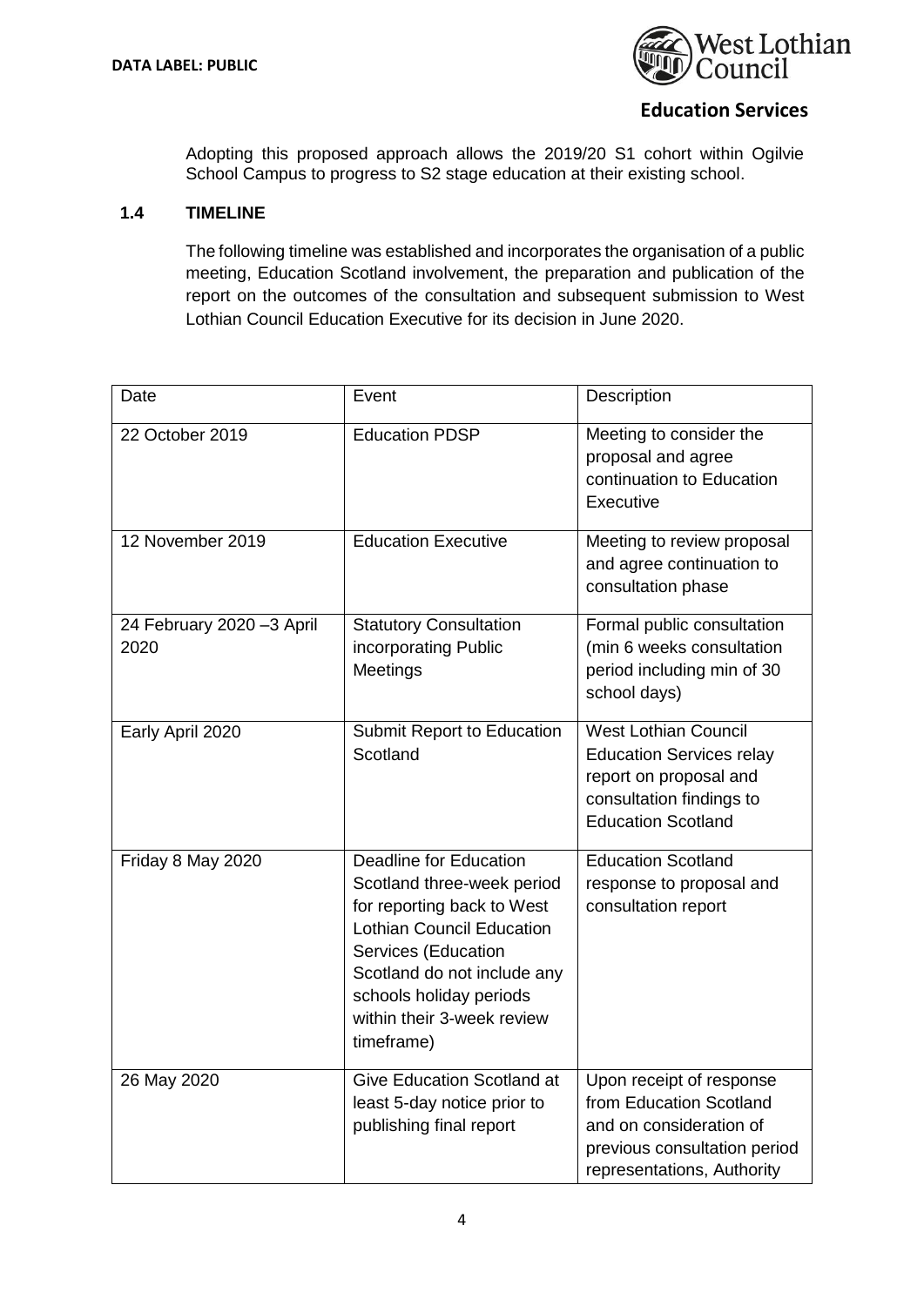Adopting this proposed approach allows the 2019/20 S1 cohort within Ogilvie School Campus to progress to S2 stage education at their existing school.

### 1.4 TIMELINE

The following timeline was established and incorporates the organisation of a public meeting, Education Scotland involvement, the preparation and publication of the report on the outcomes of the consultation and subsequent submission to West Lothian Council Education Executive for its decision in June 2020.

| Date | Event | Description |
| --- | --- | --- |
| 22 October 2019 | Education PDSP | Meeting to consider the proposal and agree continuation to Education Executive |
| 12 November 2019 | Education Executive | Meeting to review proposal and agree continuation to consultation phase |
| 24 February 2020 –3 April 2020 | Statutory Consultation incorporating Public Meetings | Formal public consultation (min 6 weeks consultation period including min of 30 school days) |
| Early April 2020 | Submit Report to Education Scotland | West Lothian Council Education Services relay report on proposal and consultation findings to Education Scotland |
| Friday 8 May 2020 | Deadline for Education Scotland three-week period for reporting back to West Lothian Council Education Services (Education Scotland do not include any schools holiday periods within their 3-week review timeframe) | Education Scotland response to proposal and consultation report |
| 26 May 2020 | Give Education Scotland at least 5-day notice prior to publishing final report | Upon receipt of response from Education Scotland and on consideration of previous consultation period representations, Authority |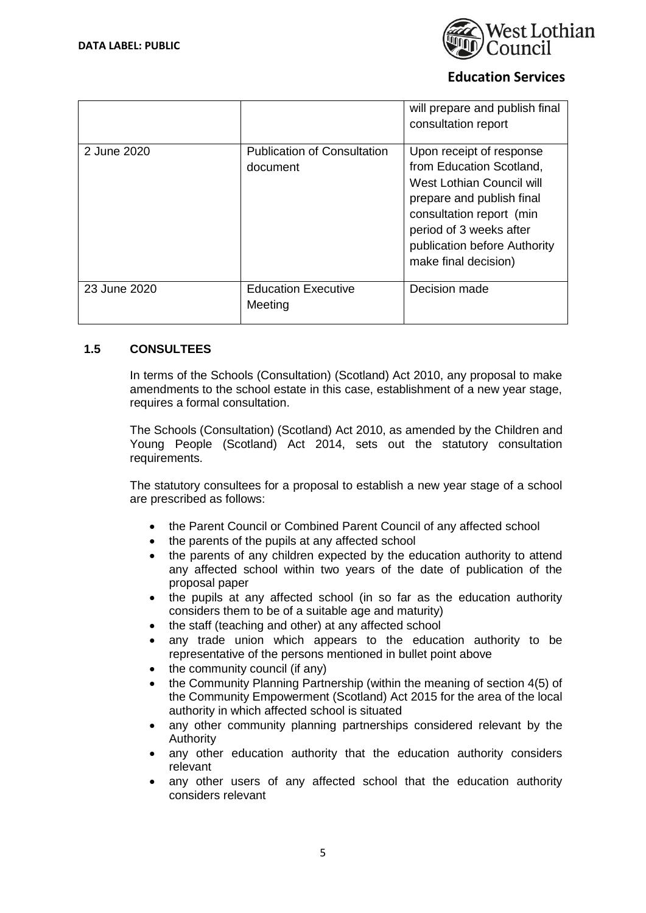| | | will prepare and publish final consultation report |
|---|---|---|
| 2 June 2020 | Publication of Consultation document | Upon receipt of response from Education Scotland, West Lothian Council will prepare and publish final consultation report (min period of 3 weeks after publication before Authority make final decision) |
| 23 June 2020 | Education Executive Meeting | Decision made |

## 1.5 CONSULTEES

In terms of the Schools (Consultation) (Scotland) Act 2010, any proposal to make amendments to the school estate in this case, establishment of a new year stage, requires a formal consultation.

The Schools (Consultation) (Scotland) Act 2010, as amended by the Children and Young People (Scotland) Act 2014, sets out the statutory consultation requirements.

The statutory consultees for a proposal to establish a new year stage of a school are prescribed as follows:

- the Parent Council or Combined Parent Council of any affected school
- the parents of the pupils at any affected school
- the parents of any children expected by the education authority to attend any affected school within two years of the date of publication of the proposal paper
- the pupils at any affected school (in so far as the education authority considers them to be of a suitable age and maturity)
- the staff (teaching and other) at any affected school
- any trade union which appears to the education authority to be representative of the persons mentioned in bullet point above
- the community council (if any)
- the Community Planning Partnership (within the meaning of section 4(5) of the Community Empowerment (Scotland) Act 2015 for the area of the local authority in which affected school is situated
- any other community planning partnerships considered relevant by the Authority
- any other education authority that the education authority considers relevant
- any other users of any affected school that the education authority considers relevant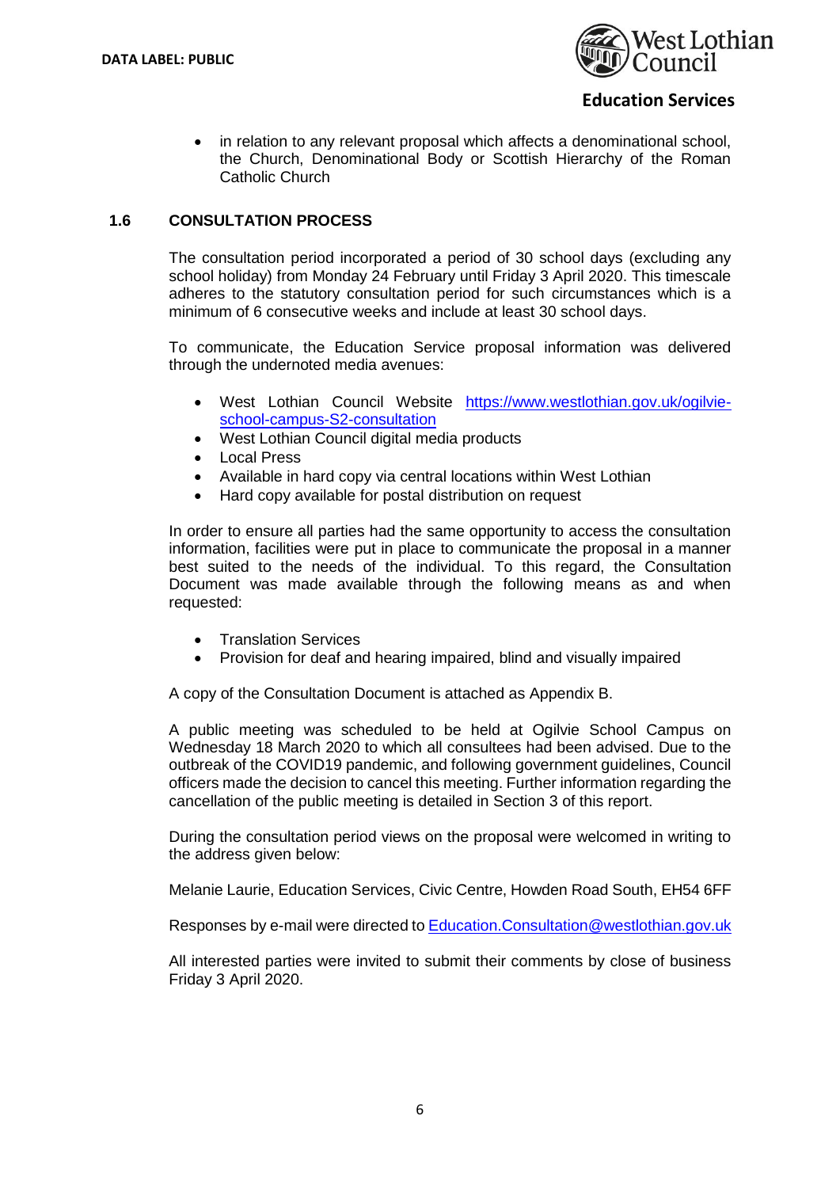- in relation to any relevant proposal which affects a denominational school, the Church, Denominational Body or Scottish Hierarchy of the Roman Catholic Church

## 1.6 CONSULTATION PROCESS

The consultation period incorporated a period of 30 school days (excluding any school holiday) from Monday 24 February until Friday 3 April 2020. This timescale adheres to the statutory consultation period for such circumstances which is a minimum of 6 consecutive weeks and include at least 30 school days.

To communicate, the Education Service proposal information was delivered through the undernoted media avenues:

- West Lothian Council Website [https://www.westlothian.gov.uk/ogilvie-school-campus-S2-consultation](https://www.westlothian.gov.uk/ogilvie-school-campus-S2-consultation)
- West Lothian Council digital media products
- Local Press
- Available in hard copy via central locations within West Lothian
- Hard copy available for postal distribution on request

In order to ensure all parties had the same opportunity to access the consultation information, facilities were put in place to communicate the proposal in a manner best suited to the needs of the individual. To this regard, the Consultation Document was made available through the following means as and when requested:

- Translation Services
- Provision for deaf and hearing impaired, blind and visually impaired

A copy of the Consultation Document is attached as Appendix B.

A public meeting was scheduled to be held at Ogilvie School Campus on Wednesday 18 March 2020 to which all consultees had been advised. Due to the outbreak of the COVID19 pandemic, and following government guidelines, Council officers made the decision to cancel this meeting. Further information regarding the cancellation of the public meeting is detailed in Section 3 of this report.

During the consultation period views on the proposal were welcomed in writing to the address given below:

Melanie Laurie, Education Services, Civic Centre, Howden Road South, EH54 6FF

Responses by e-mail were directed to [Education.Consultation@westlothian.gov.uk](mailto:Education.Consultation@westlothian.gov.uk)

All interested parties were invited to submit their comments by close of business Friday 3 April 2020.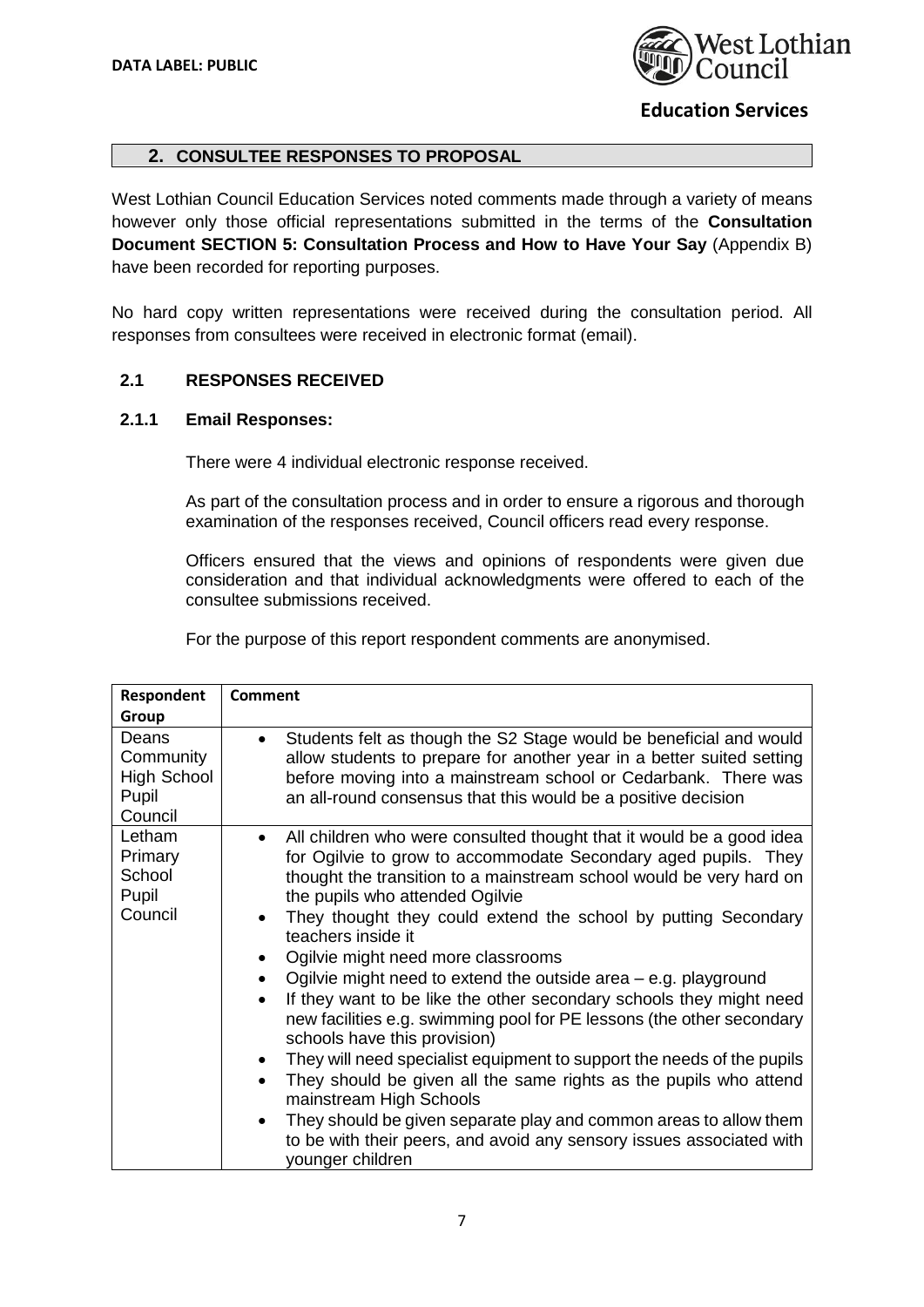## 2. CONSULTEE RESPONSES TO PROPOSAL

West Lothian Council Education Services noted comments made through a variety of means however only those official representations submitted in the terms of the **Consultation Document SECTION 5: Consultation Process and How to Have Your Say** (Appendix B) have been recorded for reporting purposes.

No hard copy written representations were received during the consultation period. All responses from consultees were received in electronic format (email).

### 2.1 RESPONSES RECEIVED

#### 2.1.1 Email Responses:

There were 4 individual electronic response received.

As part of the consultation process and in order to ensure a rigorous and thorough examination of the responses received, Council officers read every response.

Officers ensured that the views and opinions of respondents were given due consideration and that individual acknowledgments were offered to each of the consultee submissions received.

For the purpose of this report respondent comments are anonymised.

| Respondent Group | Comment |
|---|---|
| Deans Community High School Pupil Council | • Students felt as though the S2 Stage would be beneficial and would allow students to prepare for another year in a better suited setting before moving into a mainstream school or Cedarbank. There was an all-round consensus that this would be a positive decision |
| Letham Primary School Pupil Council | • All children who were consulted thought that it would be a good idea for Ogilvie to grow to accommodate Secondary aged pupils. They thought the transition to a mainstream school would be very hard on the pupils who attended Ogilvie<br>• They thought they could extend the school by putting Secondary teachers inside it<br>• Ogilvie might need more classrooms<br>• Ogilvie might need to extend the outside area – e.g. playground<br>• If they want to be like the other secondary schools they might need new facilities e.g. swimming pool for PE lessons (the other secondary schools have this provision)<br>• They will need specialist equipment to support the needs of the pupils<br>• They should be given all the same rights as the pupils who attend mainstream High Schools<br>• They should be given separate play and common areas to allow them to be with their peers, and avoid any sensory issues associated with younger children |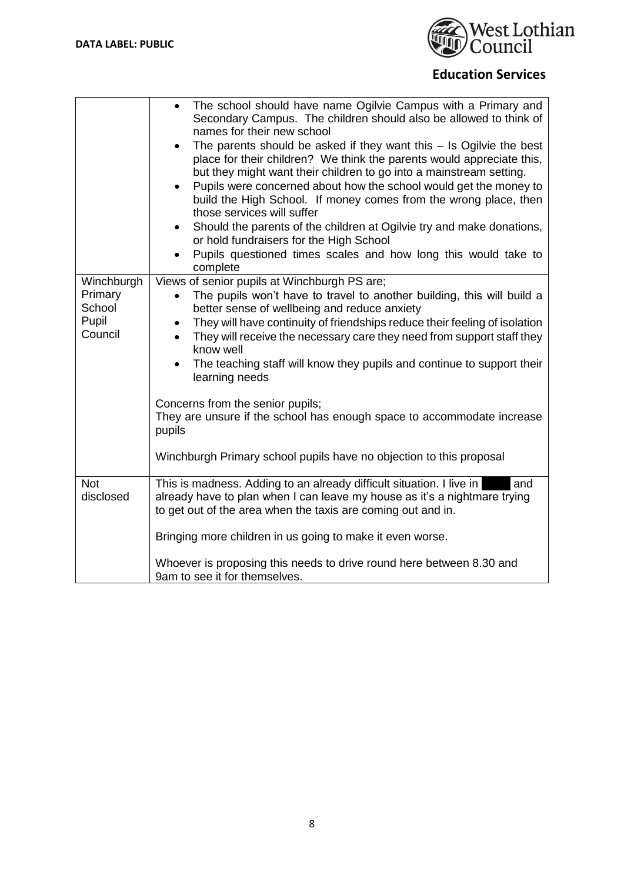| | |
|---|---|
| | • The school should have name Ogilvie Campus with a Primary and Secondary Campus. The children should also be allowed to think of names for their new school<br>• The parents should be asked if they want this – Is Ogilvie the best place for their children? We think the parents would appreciate this, but they might want their children to go into a mainstream setting.<br>• Pupils were concerned about how the school would get the money to build the High School. If money comes from the wrong place, then those services will suffer<br>• Should the parents of the children at Ogilvie try and make donations, or hold fundraisers for the High School<br>• Pupils questioned times scales and how long this would take to complete |
| Winchburgh Primary School Pupil Council | Views of senior pupils at Winchburgh PS are;<br>• The pupils won't have to travel to another building, this will build a better sense of wellbeing and reduce anxiety<br>• They will have continuity of friendships reduce their feeling of isolation<br>• They will receive the necessary care they need from support staff they know well<br>• The teaching staff will know they pupils and continue to support their learning needs<br><br>Concerns from the senior pupils;<br>They are unsure if the school has enough space to accommodate increase pupils<br><br>Winchburgh Primary school pupils have no objection to this proposal |
| Not disclosed | This is madness. Adding to an already difficult situation. I live in [redacted] and already have to plan when I can leave my house as it's a nightmare trying to get out of the area when the taxis are coming out and in.<br><br>Bringing more children in us going to make it even worse.<br><br>Whoever is proposing this needs to drive round here between 8.30 and 9am to see it for themselves. |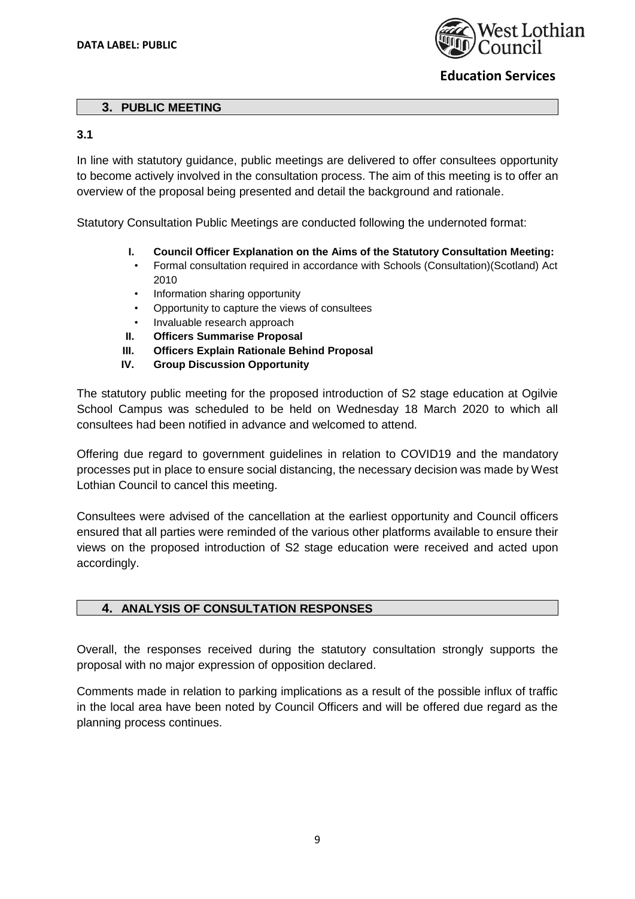## 3. PUBLIC MEETING

**3.1**

In line with statutory guidance, public meetings are delivered to offer consultees opportunity to become actively involved in the consultation process. The aim of this meeting is to offer an overview of the proposal being presented and detail the background and rationale.

Statutory Consultation Public Meetings are conducted following the undernoted format:

- **I. Council Officer Explanation on the Aims of the Statutory Consultation Meeting:**
  - Formal consultation required in accordance with Schools (Consultation)(Scotland) Act 2010
  - Information sharing opportunity
  - Opportunity to capture the views of consultees
  - Invaluable research approach
- **II. Officers Summarise Proposal**
- **III. Officers Explain Rationale Behind Proposal**
- **IV. Group Discussion Opportunity**

The statutory public meeting for the proposed introduction of S2 stage education at Ogilvie School Campus was scheduled to be held on Wednesday 18 March 2020 to which all consultees had been notified in advance and welcomed to attend.

Offering due regard to government guidelines in relation to COVID19 and the mandatory processes put in place to ensure social distancing, the necessary decision was made by West Lothian Council to cancel this meeting.

Consultees were advised of the cancellation at the earliest opportunity and Council officers ensured that all parties were reminded of the various other platforms available to ensure their views on the proposed introduction of S2 stage education were received and acted upon accordingly.

## 4. ANALYSIS OF CONSULTATION RESPONSES

Overall, the responses received during the statutory consultation strongly supports the proposal with no major expression of opposition declared.

Comments made in relation to parking implications as a result of the possible influx of traffic in the local area have been noted by Council Officers and will be offered due regard as the planning process continues.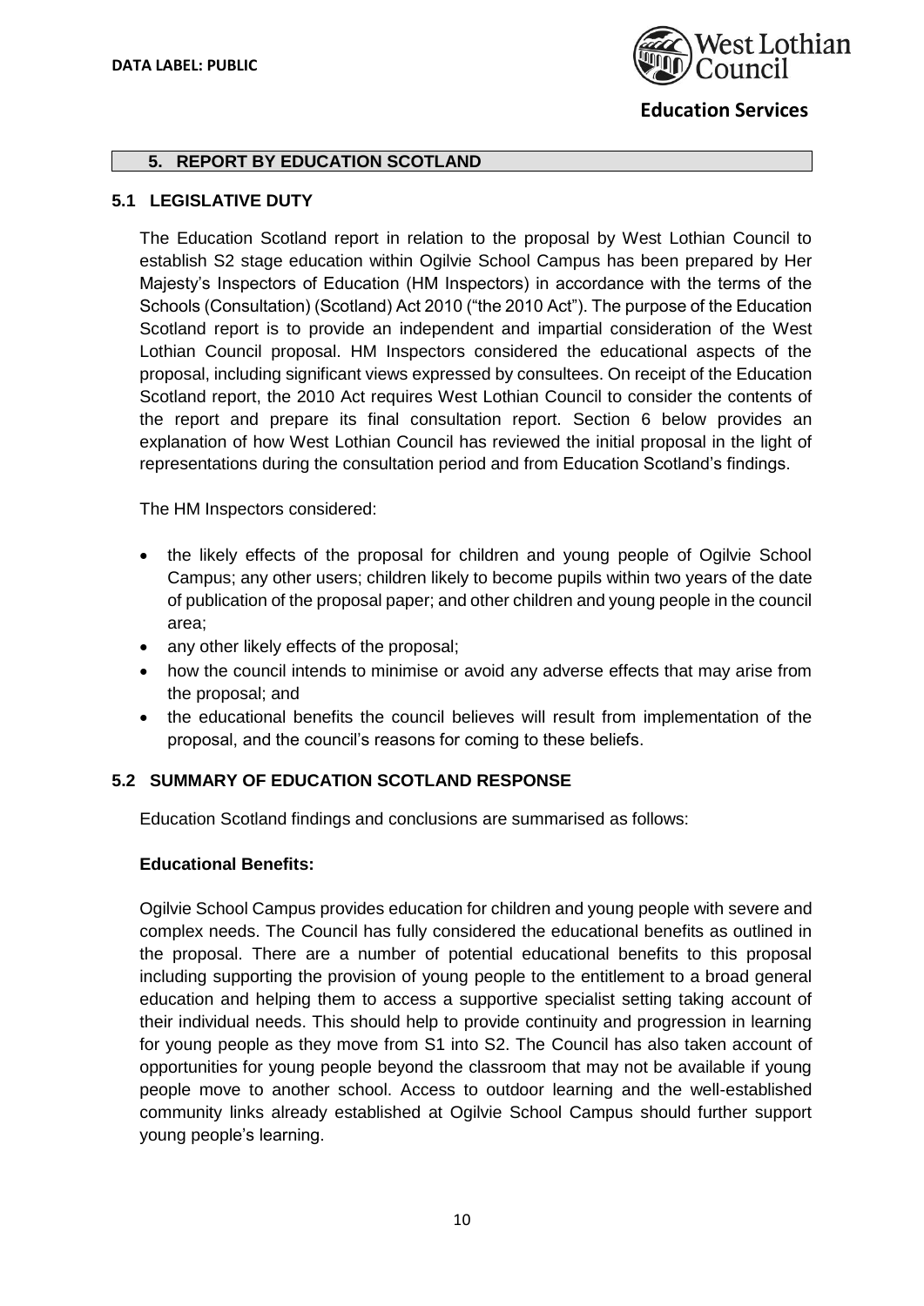## 5. REPORT BY EDUCATION SCOTLAND

### 5.1 LEGISLATIVE DUTY

The Education Scotland report in relation to the proposal by West Lothian Council to establish S2 stage education within Ogilvie School Campus has been prepared by Her Majesty's Inspectors of Education (HM Inspectors) in accordance with the terms of the Schools (Consultation) (Scotland) Act 2010 ("the 2010 Act"). The purpose of the Education Scotland report is to provide an independent and impartial consideration of the West Lothian Council proposal. HM Inspectors considered the educational aspects of the proposal, including significant views expressed by consultees. On receipt of the Education Scotland report, the 2010 Act requires West Lothian Council to consider the contents of the report and prepare its final consultation report. Section 6 below provides an explanation of how West Lothian Council has reviewed the initial proposal in the light of representations during the consultation period and from Education Scotland's findings.

The HM Inspectors considered:

- the likely effects of the proposal for children and young people of Ogilvie School Campus; any other users; children likely to become pupils within two years of the date of publication of the proposal paper; and other children and young people in the council area;
- any other likely effects of the proposal;
- how the council intends to minimise or avoid any adverse effects that may arise from the proposal; and
- the educational benefits the council believes will result from implementation of the proposal, and the council's reasons for coming to these beliefs.

### 5.2 SUMMARY OF EDUCATION SCOTLAND RESPONSE

Education Scotland findings and conclusions are summarised as follows:

**Educational Benefits:**

Ogilvie School Campus provides education for children and young people with severe and complex needs. The Council has fully considered the educational benefits as outlined in the proposal. There are a number of potential educational benefits to this proposal including supporting the provision of young people to the entitlement to a broad general education and helping them to access a supportive specialist setting taking account of their individual needs. This should help to provide continuity and progression in learning for young people as they move from S1 into S2. The Council has also taken account of opportunities for young people beyond the classroom that may not be available if young people move to another school. Access to outdoor learning and the well-established community links already established at Ogilvie School Campus should further support young people's learning.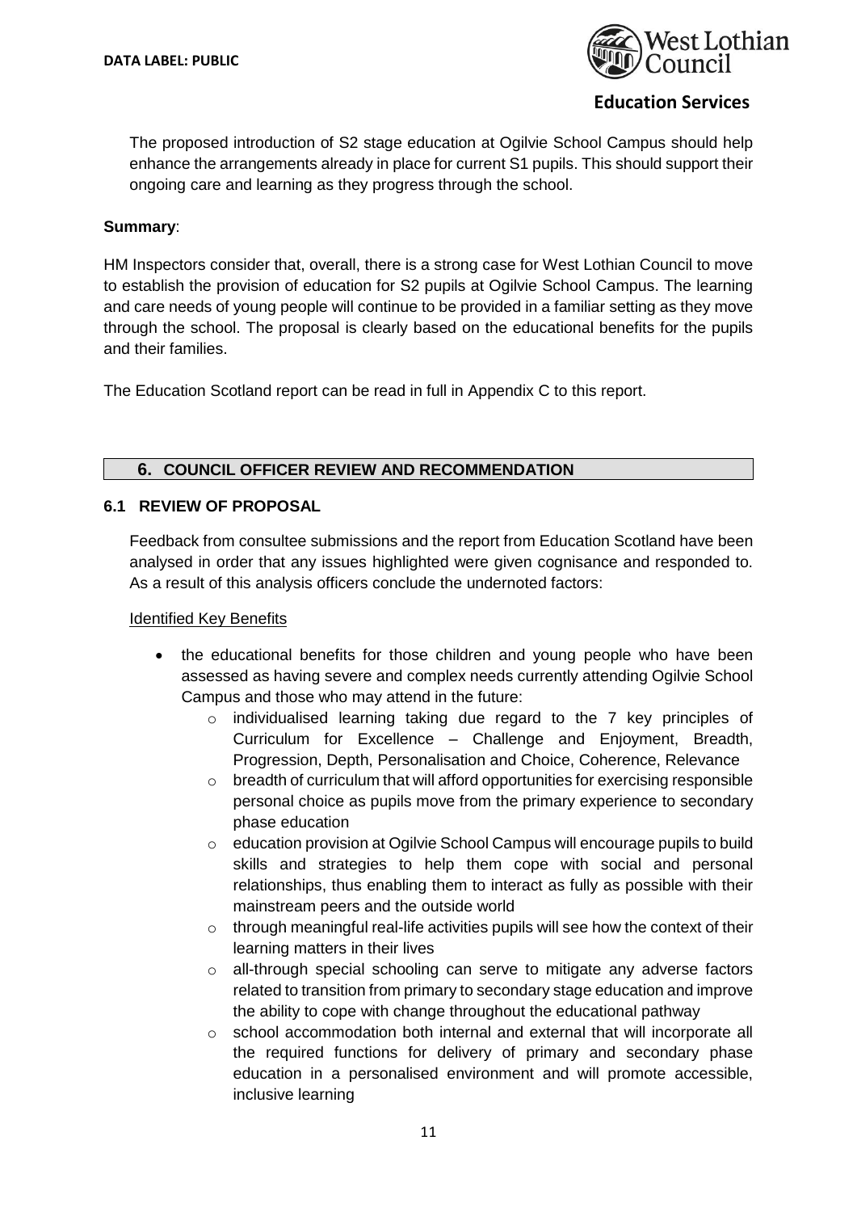The proposed introduction of S2 stage education at Ogilvie School Campus should help enhance the arrangements already in place for current S1 pupils. This should support their ongoing care and learning as they progress through the school.

**Summary**:

HM Inspectors consider that, overall, there is a strong case for West Lothian Council to move to establish the provision of education for S2 pupils at Ogilvie School Campus. The learning and care needs of young people will continue to be provided in a familiar setting as they move through the school. The proposal is clearly based on the educational benefits for the pupils and their families.

The Education Scotland report can be read in full in Appendix C to this report.

## 6. COUNCIL OFFICER REVIEW AND RECOMMENDATION

### 6.1 REVIEW OF PROPOSAL

Feedback from consultee submissions and the report from Education Scotland have been analysed in order that any issues highlighted were given cognisance and responded to. As a result of this analysis officers conclude the undernoted factors:

Identified Key Benefits

- the educational benefits for those children and young people who have been assessed as having severe and complex needs currently attending Ogilvie School Campus and those who may attend in the future:
  - individualised learning taking due regard to the 7 key principles of Curriculum for Excellence – Challenge and Enjoyment, Breadth, Progression, Depth, Personalisation and Choice, Coherence, Relevance
  - breadth of curriculum that will afford opportunities for exercising responsible personal choice as pupils move from the primary experience to secondary phase education
  - education provision at Ogilvie School Campus will encourage pupils to build skills and strategies to help them cope with social and personal relationships, thus enabling them to interact as fully as possible with their mainstream peers and the outside world
  - through meaningful real-life activities pupils will see how the context of their learning matters in their lives
  - all-through special schooling can serve to mitigate any adverse factors related to transition from primary to secondary stage education and improve the ability to cope with change throughout the educational pathway
  - school accommodation both internal and external that will incorporate all the required functions for delivery of primary and secondary phase education in a personalised environment and will promote accessible, inclusive learning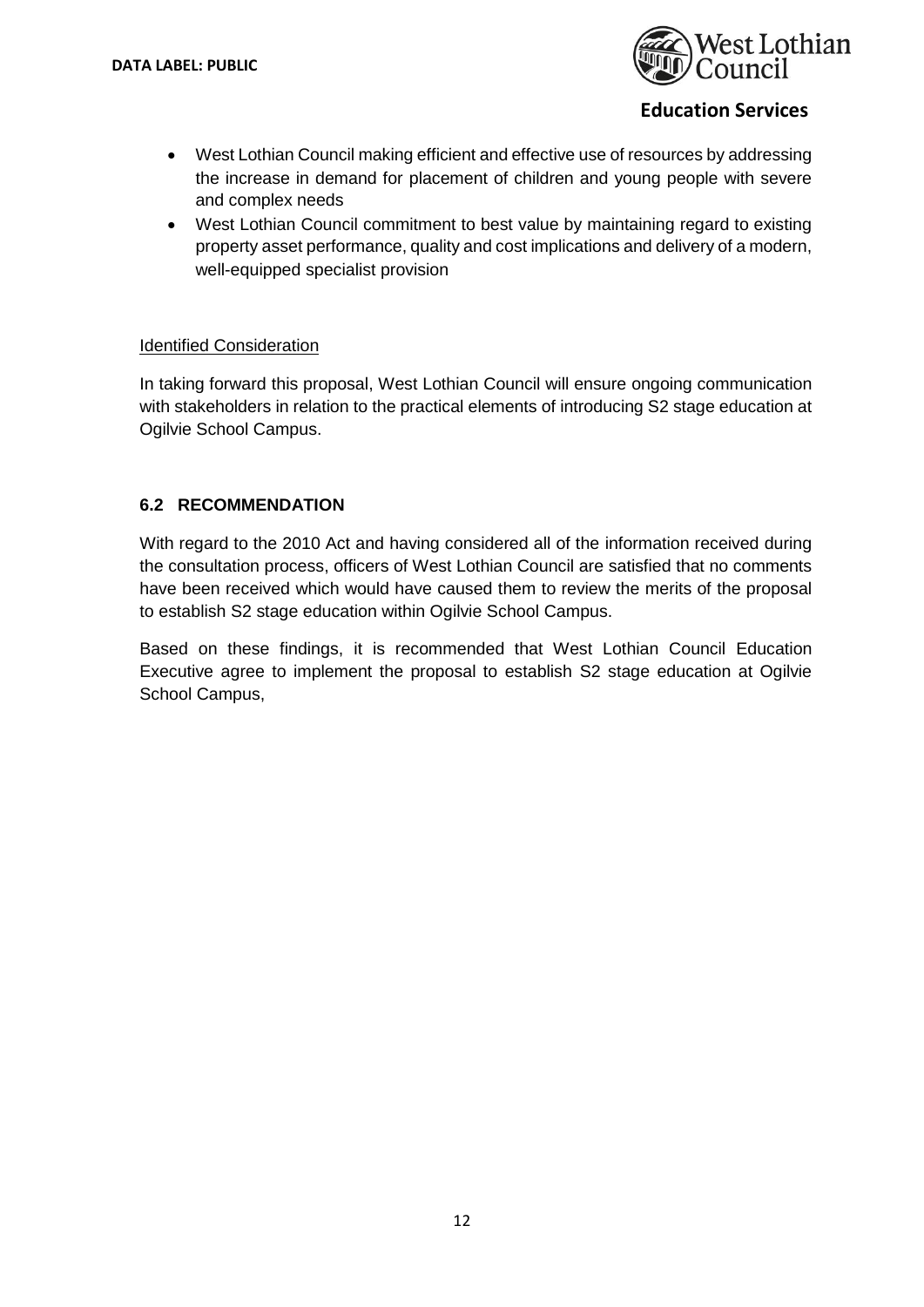- West Lothian Council making efficient and effective use of resources by addressing the increase in demand for placement of children and young people with severe and complex needs
- West Lothian Council commitment to best value by maintaining regard to existing property asset performance, quality and cost implications and delivery of a modern, well-equipped specialist provision

Identified Consideration

In taking forward this proposal, West Lothian Council will ensure ongoing communication with stakeholders in relation to the practical elements of introducing S2 stage education at Ogilvie School Campus.

### 6.2 RECOMMENDATION

With regard to the 2010 Act and having considered all of the information received during the consultation process, officers of West Lothian Council are satisfied that no comments have been received which would have caused them to review the merits of the proposal to establish S2 stage education within Ogilvie School Campus.

Based on these findings, it is recommended that West Lothian Council Education Executive agree to implement the proposal to establish S2 stage education at Ogilvie School Campus,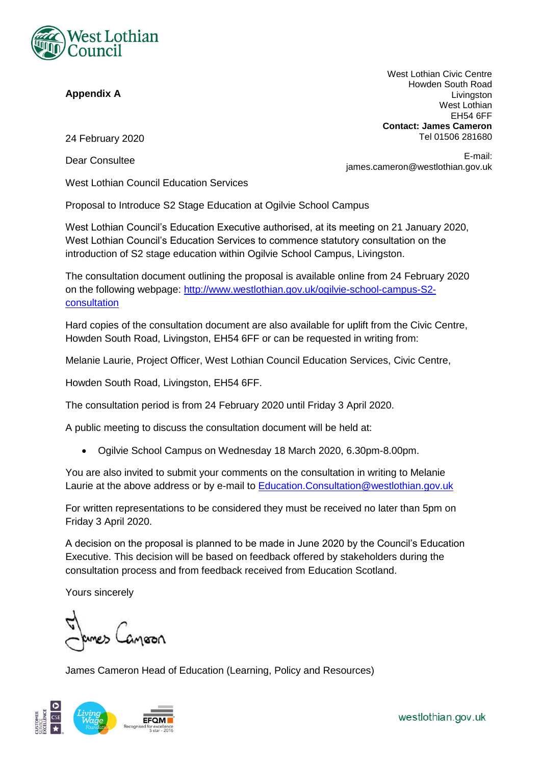**Appendix A**

West Lothian Civic Centre
Howden South Road
Livingston
West Lothian
EH54 6FF
**Contact: James Cameron**
Tel 01506 281680

E-mail:
james.cameron@westlothian.gov.uk

24 February 2020

Dear Consultee

West Lothian Council Education Services

Proposal to Introduce S2 Stage Education at Ogilvie School Campus

West Lothian Council's Education Executive authorised, at its meeting on 21 January 2020, West Lothian Council's Education Services to commence statutory consultation on the introduction of S2 stage education within Ogilvie School Campus, Livingston.

The consultation document outlining the proposal is available online from 24 February 2020 on the following webpage: [http://www.westlothian.gov.uk/ogilvie-school-campus-S2-consultation](http://www.westlothian.gov.uk/ogilvie-school-campus-S2-consultation)

Hard copies of the consultation document are also available for uplift from the Civic Centre, Howden South Road, Livingston, EH54 6FF or can be requested in writing from:

Melanie Laurie, Project Officer, West Lothian Council Education Services, Civic Centre,

Howden South Road, Livingston, EH54 6FF.

The consultation period is from 24 February 2020 until Friday 3 April 2020.

A public meeting to discuss the consultation document will be held at:

- Ogilvie School Campus on Wednesday 18 March 2020, 6.30pm-8.00pm.

You are also invited to submit your comments on the consultation in writing to Melanie Laurie at the above address or by e-mail to [Education.Consultation@westlothian.gov.uk](mailto:Education.Consultation@westlothian.gov.uk)

For written representations to be considered they must be received no later than 5pm on Friday 3 April 2020.

A decision on the proposal is planned to be made in June 2020 by the Council's Education Executive. This decision will be based on feedback offered by stakeholders during the consultation process and from feedback received from Education Scotland.

Yours sincerely

James Cameron

James Cameron Head of Education (Learning, Policy and Resources)

westlothian.gov.uk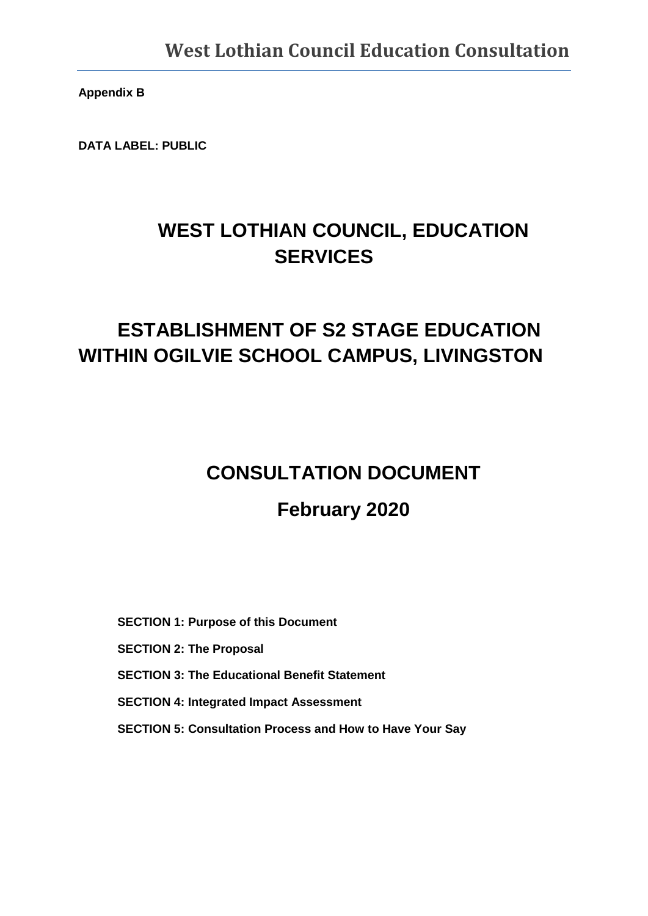**Appendix B**

**DATA LABEL: PUBLIC**

# WEST LOTHIAN COUNCIL, EDUCATION SERVICES

# ESTABLISHMENT OF S2 STAGE EDUCATION WITHIN OGILVIE SCHOOL CAMPUS, LIVINGSTON

## CONSULTATION DOCUMENT

## February 2020

**SECTION 1: Purpose of this Document**

**SECTION 2: The Proposal**

**SECTION 3: The Educational Benefit Statement**

**SECTION 4: Integrated Impact Assessment**

**SECTION 5: Consultation Process and How to Have Your Say**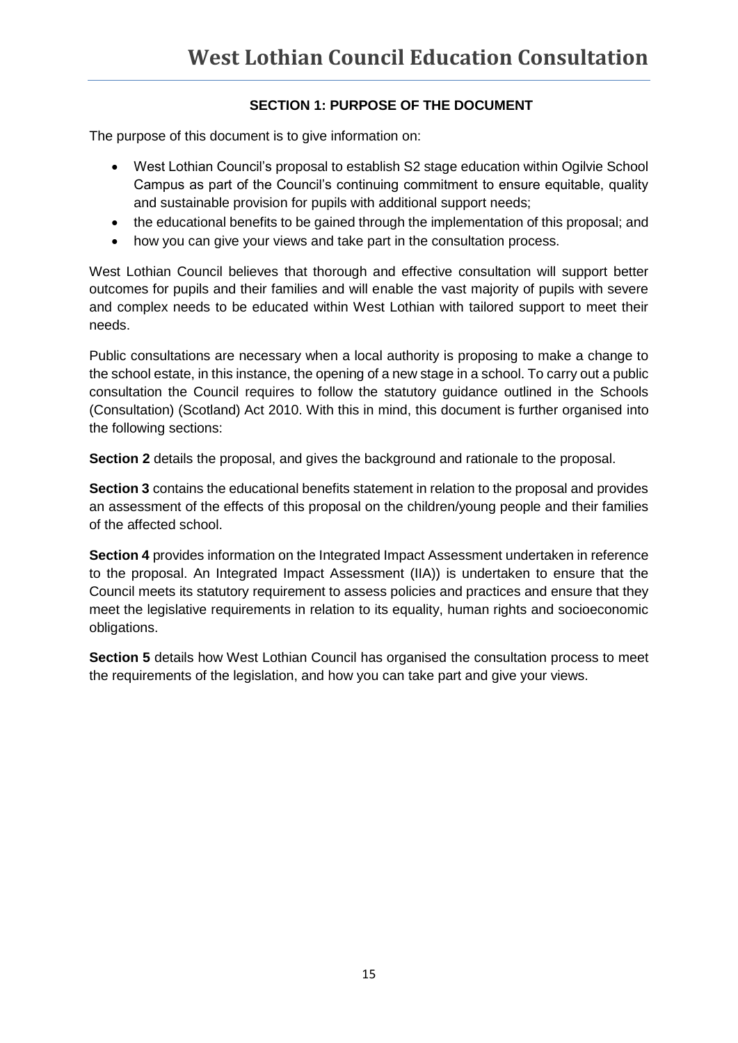## SECTION 1: PURPOSE OF THE DOCUMENT

The purpose of this document is to give information on:

- West Lothian Council's proposal to establish S2 stage education within Ogilvie School Campus as part of the Council's continuing commitment to ensure equitable, quality and sustainable provision for pupils with additional support needs;
- the educational benefits to be gained through the implementation of this proposal; and
- how you can give your views and take part in the consultation process.

West Lothian Council believes that thorough and effective consultation will support better outcomes for pupils and their families and will enable the vast majority of pupils with severe and complex needs to be educated within West Lothian with tailored support to meet their needs.

Public consultations are necessary when a local authority is proposing to make a change to the school estate, in this instance, the opening of a new stage in a school. To carry out a public consultation the Council requires to follow the statutory guidance outlined in the Schools (Consultation) (Scotland) Act 2010. With this in mind, this document is further organised into the following sections:

**Section 2** details the proposal, and gives the background and rationale to the proposal.

**Section 3** contains the educational benefits statement in relation to the proposal and provides an assessment of the effects of this proposal on the children/young people and their families of the affected school.

**Section 4** provides information on the Integrated Impact Assessment undertaken in reference to the proposal. An Integrated Impact Assessment (IIA)) is undertaken to ensure that the Council meets its statutory requirement to assess policies and practices and ensure that they meet the legislative requirements in relation to its equality, human rights and socioeconomic obligations.

**Section 5** details how West Lothian Council has organised the consultation process to meet the requirements of the legislation, and how you can take part and give your views.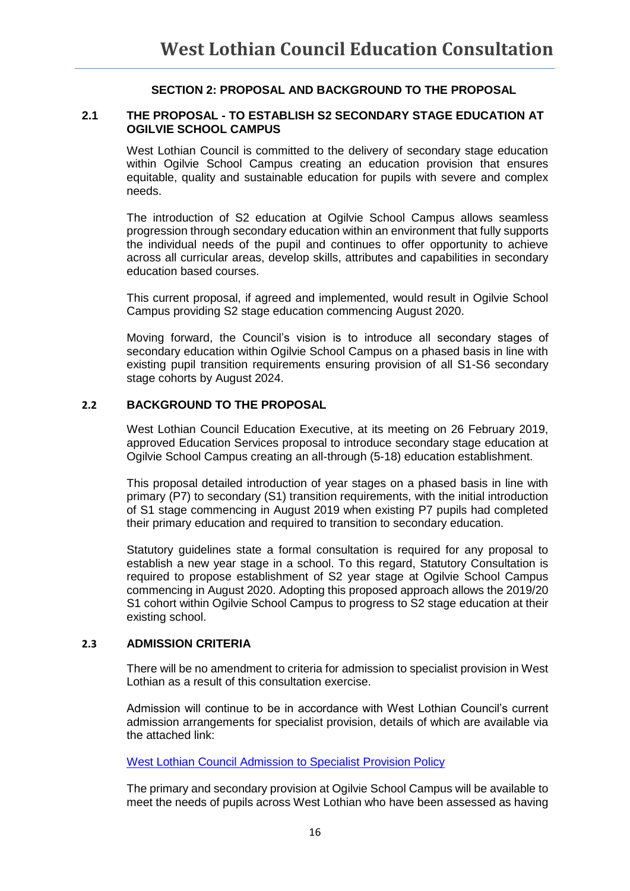## SECTION 2: PROPOSAL AND BACKGROUND TO THE PROPOSAL

### 2.1 THE PROPOSAL - TO ESTABLISH S2 SECONDARY STAGE EDUCATION AT OGILVIE SCHOOL CAMPUS

West Lothian Council is committed to the delivery of secondary stage education within Ogilvie School Campus creating an education provision that ensures equitable, quality and sustainable education for pupils with severe and complex needs.

The introduction of S2 education at Ogilvie School Campus allows seamless progression through secondary education within an environment that fully supports the individual needs of the pupil and continues to offer opportunity to achieve across all curricular areas, develop skills, attributes and capabilities in secondary education based courses.

This current proposal, if agreed and implemented, would result in Ogilvie School Campus providing S2 stage education commencing August 2020.

Moving forward, the Council's vision is to introduce all secondary stages of secondary education within Ogilvie School Campus on a phased basis in line with existing pupil transition requirements ensuring provision of all S1-S6 secondary stage cohorts by August 2024.

### 2.2 BACKGROUND TO THE PROPOSAL

West Lothian Council Education Executive, at its meeting on 26 February 2019, approved Education Services proposal to introduce secondary stage education at Ogilvie School Campus creating an all-through (5-18) education establishment.

This proposal detailed introduction of year stages on a phased basis in line with primary (P7) to secondary (S1) transition requirements, with the initial introduction of S1 stage commencing in August 2019 when existing P7 pupils had completed their primary education and required to transition to secondary education.

Statutory guidelines state a formal consultation is required for any proposal to establish a new year stage in a school. To this regard, Statutory Consultation is required to propose establishment of S2 year stage at Ogilvie School Campus commencing in August 2020. Adopting this proposed approach allows the 2019/20 S1 cohort within Ogilvie School Campus to progress to S2 stage education at their existing school.

### 2.3 ADMISSION CRITERIA

There will be no amendment to criteria for admission to specialist provision in West Lothian as a result of this consultation exercise.

Admission will continue to be in accordance with West Lothian Council's current admission arrangements for specialist provision, details of which are available via the attached link:

West Lothian Council Admission to Specialist Provision Policy

The primary and secondary provision at Ogilvie School Campus will be available to meet the needs of pupils across West Lothian who have been assessed as having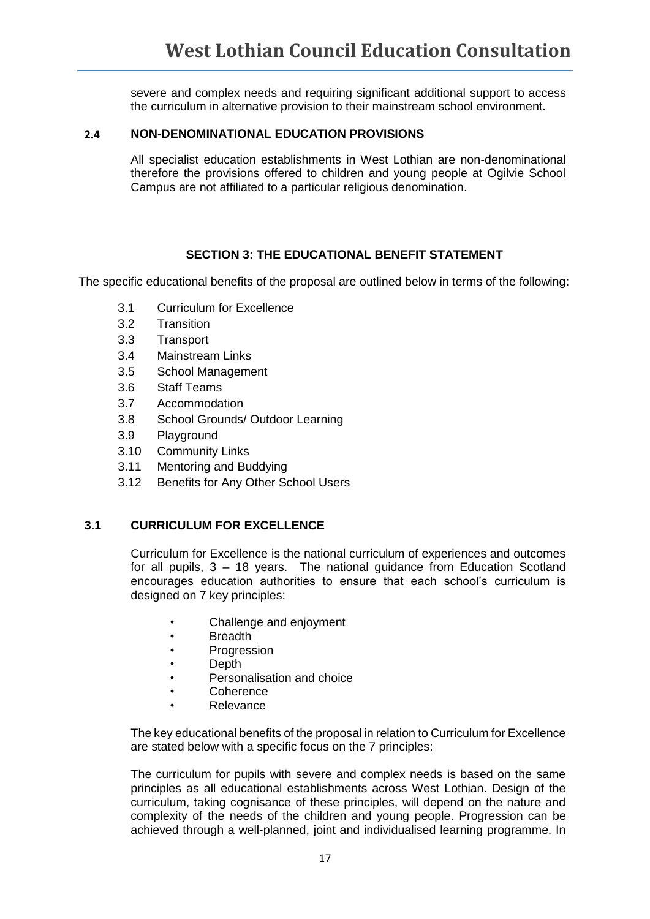severe and complex needs and requiring significant additional support to access the curriculum in alternative provision to their mainstream school environment.

### 2.4 NON-DENOMINATIONAL EDUCATION PROVISIONS

All specialist education establishments in West Lothian are non-denominational therefore the provisions offered to children and young people at Ogilvie School Campus are not affiliated to a particular religious denomination.

## SECTION 3: THE EDUCATIONAL BENEFIT STATEMENT

The specific educational benefits of the proposal are outlined below in terms of the following:

- 3.1 Curriculum for Excellence
- 3.2 Transition
- 3.3 Transport
- 3.4 Mainstream Links
- 3.5 School Management
- 3.6 Staff Teams
- 3.7 Accommodation
- 3.8 School Grounds/ Outdoor Learning
- 3.9 Playground
- 3.10 Community Links
- 3.11 Mentoring and Buddying
- 3.12 Benefits for Any Other School Users

### 3.1 CURRICULUM FOR EXCELLENCE

Curriculum for Excellence is the national curriculum of experiences and outcomes for all pupils, 3 – 18 years. The national guidance from Education Scotland encourages education authorities to ensure that each school's curriculum is designed on 7 key principles:

- Challenge and enjoyment
- Breadth
- Progression
- Depth
- Personalisation and choice
- Coherence
- Relevance

The key educational benefits of the proposal in relation to Curriculum for Excellence are stated below with a specific focus on the 7 principles:

The curriculum for pupils with severe and complex needs is based on the same principles as all educational establishments across West Lothian. Design of the curriculum, taking cognisance of these principles, will depend on the nature and complexity of the needs of the children and young people. Progression can be achieved through a well-planned, joint and individualised learning programme. In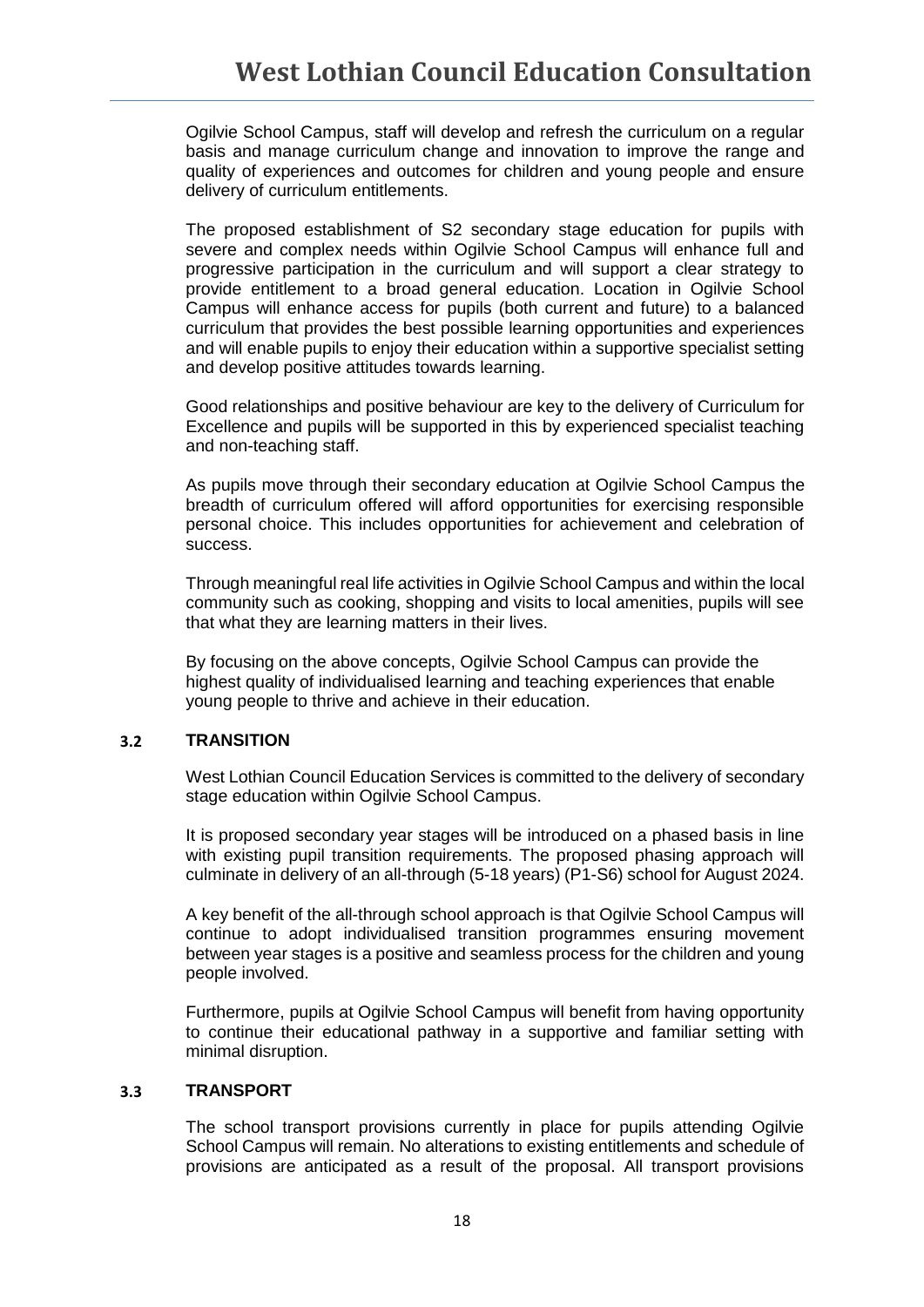Ogilvie School Campus, staff will develop and refresh the curriculum on a regular basis and manage curriculum change and innovation to improve the range and quality of experiences and outcomes for children and young people and ensure delivery of curriculum entitlements.

The proposed establishment of S2 secondary stage education for pupils with severe and complex needs within Ogilvie School Campus will enhance full and progressive participation in the curriculum and will support a clear strategy to provide entitlement to a broad general education. Location in Ogilvie School Campus will enhance access for pupils (both current and future) to a balanced curriculum that provides the best possible learning opportunities and experiences and will enable pupils to enjoy their education within a supportive specialist setting and develop positive attitudes towards learning.

Good relationships and positive behaviour are key to the delivery of Curriculum for Excellence and pupils will be supported in this by experienced specialist teaching and non-teaching staff.

As pupils move through their secondary education at Ogilvie School Campus the breadth of curriculum offered will afford opportunities for exercising responsible personal choice. This includes opportunities for achievement and celebration of success.

Through meaningful real life activities in Ogilvie School Campus and within the local community such as cooking, shopping and visits to local amenities, pupils will see that what they are learning matters in their lives.

By focusing on the above concepts, Ogilvie School Campus can provide the highest quality of individualised learning and teaching experiences that enable young people to thrive and achieve in their education.

### 3.2 TRANSITION

West Lothian Council Education Services is committed to the delivery of secondary stage education within Ogilvie School Campus.

It is proposed secondary year stages will be introduced on a phased basis in line with existing pupil transition requirements. The proposed phasing approach will culminate in delivery of an all-through (5-18 years) (P1-S6) school for August 2024.

A key benefit of the all-through school approach is that Ogilvie School Campus will continue to adopt individualised transition programmes ensuring movement between year stages is a positive and seamless process for the children and young people involved.

Furthermore, pupils at Ogilvie School Campus will benefit from having opportunity to continue their educational pathway in a supportive and familiar setting with minimal disruption.

### 3.3 TRANSPORT

The school transport provisions currently in place for pupils attending Ogilvie School Campus will remain. No alterations to existing entitlements and schedule of provisions are anticipated as a result of the proposal. All transport provisions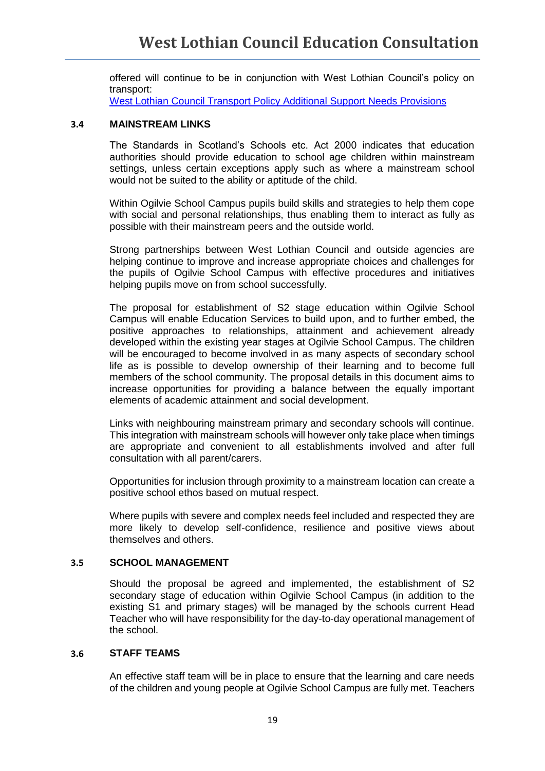offered will continue to be in conjunction with West Lothian Council's policy on transport:
[West Lothian Council Transport Policy Additional Support Needs Provisions]

## 3.4 MAINSTREAM LINKS

The Standards in Scotland's Schools etc. Act 2000 indicates that education authorities should provide education to school age children within mainstream settings, unless certain exceptions apply such as where a mainstream school would not be suited to the ability or aptitude of the child.

Within Ogilvie School Campus pupils build skills and strategies to help them cope with social and personal relationships, thus enabling them to interact as fully as possible with their mainstream peers and the outside world.

Strong partnerships between West Lothian Council and outside agencies are helping continue to improve and increase appropriate choices and challenges for the pupils of Ogilvie School Campus with effective procedures and initiatives helping pupils move on from school successfully.

The proposal for establishment of S2 stage education within Ogilvie School Campus will enable Education Services to build upon, and to further embed, the positive approaches to relationships, attainment and achievement already developed within the existing year stages at Ogilvie School Campus. The children will be encouraged to become involved in as many aspects of secondary school life as is possible to develop ownership of their learning and to become full members of the school community. The proposal details in this document aims to increase opportunities for providing a balance between the equally important elements of academic attainment and social development.

Links with neighbouring mainstream primary and secondary schools will continue. This integration with mainstream schools will however only take place when timings are appropriate and convenient to all establishments involved and after full consultation with all parent/carers.

Opportunities for inclusion through proximity to a mainstream location can create a positive school ethos based on mutual respect.

Where pupils with severe and complex needs feel included and respected they are more likely to develop self-confidence, resilience and positive views about themselves and others.

## 3.5 SCHOOL MANAGEMENT

Should the proposal be agreed and implemented, the establishment of S2 secondary stage of education within Ogilvie School Campus (in addition to the existing S1 and primary stages) will be managed by the schools current Head Teacher who will have responsibility for the day-to-day operational management of the school.

## 3.6 STAFF TEAMS

An effective staff team will be in place to ensure that the learning and care needs of the children and young people at Ogilvie School Campus are fully met. Teachers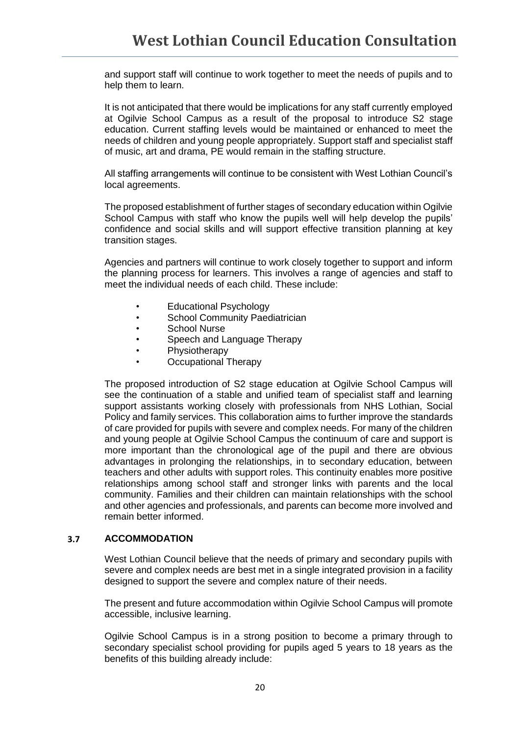and support staff will continue to work together to meet the needs of pupils and to help them to learn.

It is not anticipated that there would be implications for any staff currently employed at Ogilvie School Campus as a result of the proposal to introduce S2 stage education. Current staffing levels would be maintained or enhanced to meet the needs of children and young people appropriately. Support staff and specialist staff of music, art and drama, PE would remain in the staffing structure.

All staffing arrangements will continue to be consistent with West Lothian Council's local agreements.

The proposed establishment of further stages of secondary education within Ogilvie School Campus with staff who know the pupils well will help develop the pupils' confidence and social skills and will support effective transition planning at key transition stages.

Agencies and partners will continue to work closely together to support and inform the planning process for learners. This involves a range of agencies and staff to meet the individual needs of each child. These include:

- Educational Psychology
- School Community Paediatrician
- School Nurse
- Speech and Language Therapy
- Physiotherapy
- Occupational Therapy

The proposed introduction of S2 stage education at Ogilvie School Campus will see the continuation of a stable and unified team of specialist staff and learning support assistants working closely with professionals from NHS Lothian, Social Policy and family services. This collaboration aims to further improve the standards of care provided for pupils with severe and complex needs. For many of the children and young people at Ogilvie School Campus the continuum of care and support is more important than the chronological age of the pupil and there are obvious advantages in prolonging the relationships, in to secondary education, between teachers and other adults with support roles. This continuity enables more positive relationships among school staff and stronger links with parents and the local community. Families and their children can maintain relationships with the school and other agencies and professionals, and parents can become more involved and remain better informed.

## 3.7 ACCOMMODATION

West Lothian Council believe that the needs of primary and secondary pupils with severe and complex needs are best met in a single integrated provision in a facility designed to support the severe and complex nature of their needs.

The present and future accommodation within Ogilvie School Campus will promote accessible, inclusive learning.

Ogilvie School Campus is in a strong position to become a primary through to secondary specialist school providing for pupils aged 5 years to 18 years as the benefits of this building already include: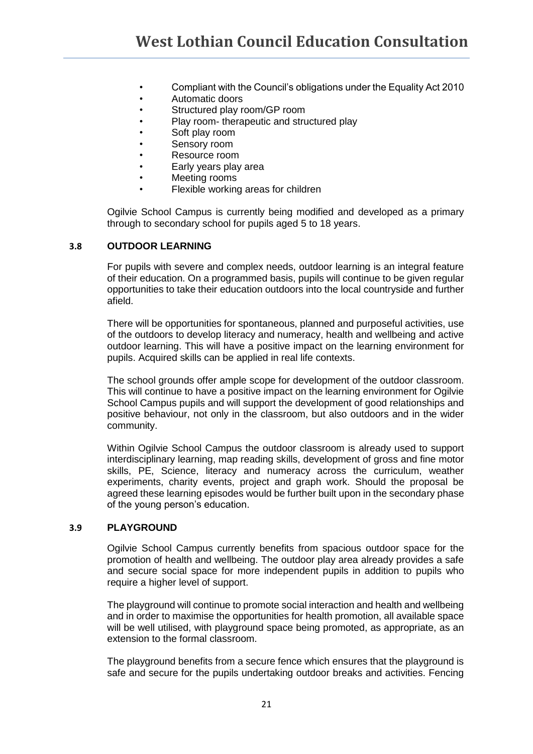- Compliant with the Council's obligations under the Equality Act 2010
- Automatic doors
- Structured play room/GP room
- Play room- therapeutic and structured play
- Soft play room
- Sensory room
- Resource room
- Early years play area
- Meeting rooms
- Flexible working areas for children

Ogilvie School Campus is currently being modified and developed as a primary through to secondary school for pupils aged 5 to 18 years.

### 3.8 OUTDOOR LEARNING

For pupils with severe and complex needs, outdoor learning is an integral feature of their education. On a programmed basis, pupils will continue to be given regular opportunities to take their education outdoors into the local countryside and further afield.

There will be opportunities for spontaneous, planned and purposeful activities, use of the outdoors to develop literacy and numeracy, health and wellbeing and active outdoor learning. This will have a positive impact on the learning environment for pupils. Acquired skills can be applied in real life contexts.

The school grounds offer ample scope for development of the outdoor classroom. This will continue to have a positive impact on the learning environment for Ogilvie School Campus pupils and will support the development of good relationships and positive behaviour, not only in the classroom, but also outdoors and in the wider community.

Within Ogilvie School Campus the outdoor classroom is already used to support interdisciplinary learning, map reading skills, development of gross and fine motor skills, PE, Science, literacy and numeracy across the curriculum, weather experiments, charity events, project and graph work. Should the proposal be agreed these learning episodes would be further built upon in the secondary phase of the young person's education.

### 3.9 PLAYGROUND

Ogilvie School Campus currently benefits from spacious outdoor space for the promotion of health and wellbeing. The outdoor play area already provides a safe and secure social space for more independent pupils in addition to pupils who require a higher level of support.

The playground will continue to promote social interaction and health and wellbeing and in order to maximise the opportunities for health promotion, all available space will be well utilised, with playground space being promoted, as appropriate, as an extension to the formal classroom.

The playground benefits from a secure fence which ensures that the playground is safe and secure for the pupils undertaking outdoor breaks and activities. Fencing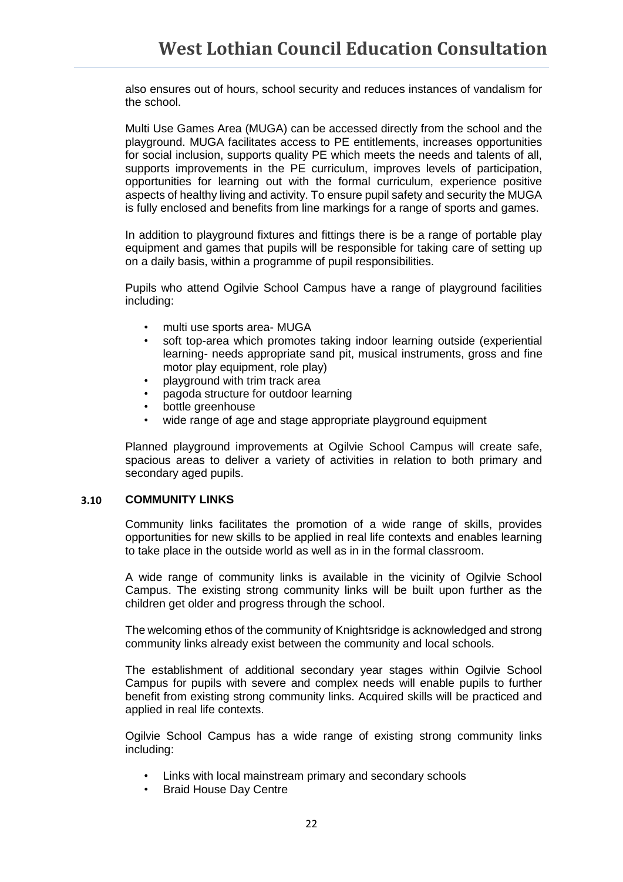also ensures out of hours, school security and reduces instances of vandalism for the school.

Multi Use Games Area (MUGA) can be accessed directly from the school and the playground. MUGA facilitates access to PE entitlements, increases opportunities for social inclusion, supports quality PE which meets the needs and talents of all, supports improvements in the PE curriculum, improves levels of participation, opportunities for learning out with the formal curriculum, experience positive aspects of healthy living and activity. To ensure pupil safety and security the MUGA is fully enclosed and benefits from line markings for a range of sports and games.

In addition to playground fixtures and fittings there is be a range of portable play equipment and games that pupils will be responsible for taking care of setting up on a daily basis, within a programme of pupil responsibilities.

Pupils who attend Ogilvie School Campus have a range of playground facilities including:

- multi use sports area- MUGA
- soft top-area which promotes taking indoor learning outside (experiential learning- needs appropriate sand pit, musical instruments, gross and fine motor play equipment, role play)
- playground with trim track area
- pagoda structure for outdoor learning
- bottle greenhouse
- wide range of age and stage appropriate playground equipment

Planned playground improvements at Ogilvie School Campus will create safe, spacious areas to deliver a variety of activities in relation to both primary and secondary aged pupils.

### 3.10 COMMUNITY LINKS

Community links facilitates the promotion of a wide range of skills, provides opportunities for new skills to be applied in real life contexts and enables learning to take place in the outside world as well as in in the formal classroom.

A wide range of community links is available in the vicinity of Ogilvie School Campus. The existing strong community links will be built upon further as the children get older and progress through the school.

The welcoming ethos of the community of Knightsridge is acknowledged and strong community links already exist between the community and local schools.

The establishment of additional secondary year stages within Ogilvie School Campus for pupils with severe and complex needs will enable pupils to further benefit from existing strong community links. Acquired skills will be practiced and applied in real life contexts.

Ogilvie School Campus has a wide range of existing strong community links including:

- Links with local mainstream primary and secondary schools
- Braid House Day Centre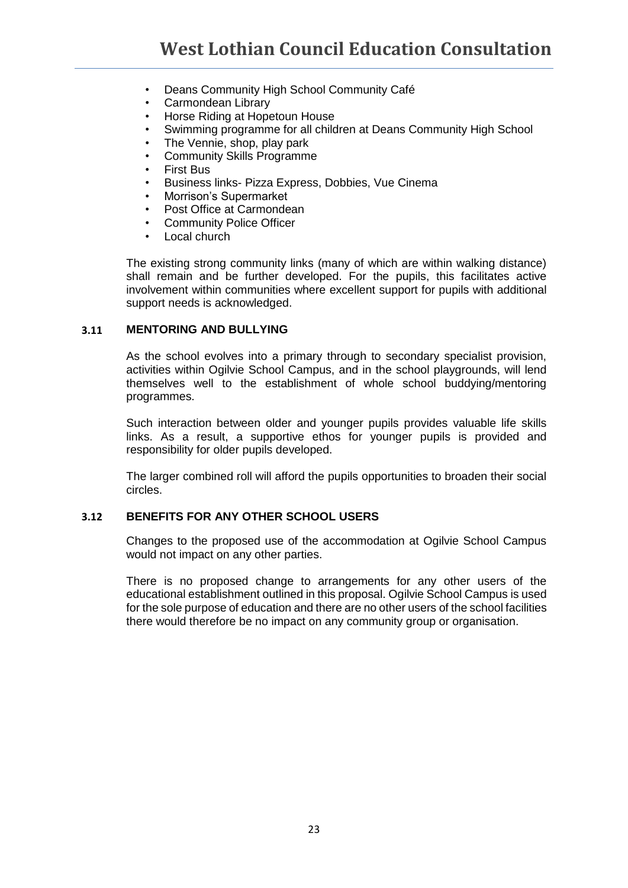- Deans Community High School Community Café
- Carmondean Library
- Horse Riding at Hopetoun House
- Swimming programme for all children at Deans Community High School
- The Vennie, shop, play park
- Community Skills Programme
- First Bus
- Business links- Pizza Express, Dobbies, Vue Cinema
- Morrison's Supermarket
- Post Office at Carmondean
- Community Police Officer
- Local church

The existing strong community links (many of which are within walking distance) shall remain and be further developed. For the pupils, this facilitates active involvement within communities where excellent support for pupils with additional support needs is acknowledged.

### 3.11 MENTORING AND BULLYING

As the school evolves into a primary through to secondary specialist provision, activities within Ogilvie School Campus, and in the school playgrounds, will lend themselves well to the establishment of whole school buddying/mentoring programmes.

Such interaction between older and younger pupils provides valuable life skills links. As a result, a supportive ethos for younger pupils is provided and responsibility for older pupils developed.

The larger combined roll will afford the pupils opportunities to broaden their social circles.

### 3.12 BENEFITS FOR ANY OTHER SCHOOL USERS

Changes to the proposed use of the accommodation at Ogilvie School Campus would not impact on any other parties.

There is no proposed change to arrangements for any other users of the educational establishment outlined in this proposal. Ogilvie School Campus is used for the sole purpose of education and there are no other users of the school facilities there would therefore be no impact on any community group or organisation.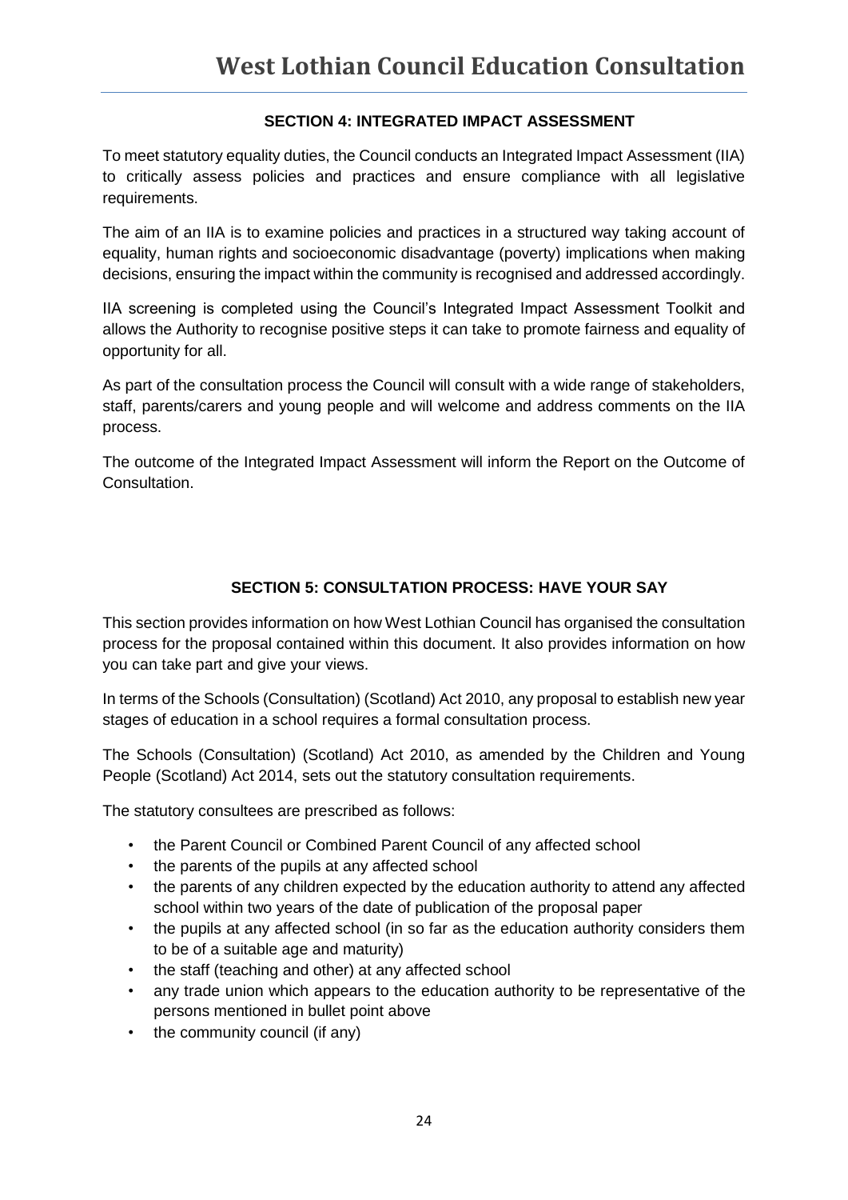## SECTION 4: INTEGRATED IMPACT ASSESSMENT

To meet statutory equality duties, the Council conducts an Integrated Impact Assessment (IIA) to critically assess policies and practices and ensure compliance with all legislative requirements.

The aim of an IIA is to examine policies and practices in a structured way taking account of equality, human rights and socioeconomic disadvantage (poverty) implications when making decisions, ensuring the impact within the community is recognised and addressed accordingly.

IIA screening is completed using the Council's Integrated Impact Assessment Toolkit and allows the Authority to recognise positive steps it can take to promote fairness and equality of opportunity for all.

As part of the consultation process the Council will consult with a wide range of stakeholders, staff, parents/carers and young people and will welcome and address comments on the IIA process.

The outcome of the Integrated Impact Assessment will inform the Report on the Outcome of Consultation.

## SECTION 5: CONSULTATION PROCESS: HAVE YOUR SAY

This section provides information on how West Lothian Council has organised the consultation process for the proposal contained within this document. It also provides information on how you can take part and give your views.

In terms of the Schools (Consultation) (Scotland) Act 2010, any proposal to establish new year stages of education in a school requires a formal consultation process.

The Schools (Consultation) (Scotland) Act 2010, as amended by the Children and Young People (Scotland) Act 2014, sets out the statutory consultation requirements.

The statutory consultees are prescribed as follows:

- the Parent Council or Combined Parent Council of any affected school
- the parents of the pupils at any affected school
- the parents of any children expected by the education authority to attend any affected school within two years of the date of publication of the proposal paper
- the pupils at any affected school (in so far as the education authority considers them to be of a suitable age and maturity)
- the staff (teaching and other) at any affected school
- any trade union which appears to the education authority to be representative of the persons mentioned in bullet point above
- the community council (if any)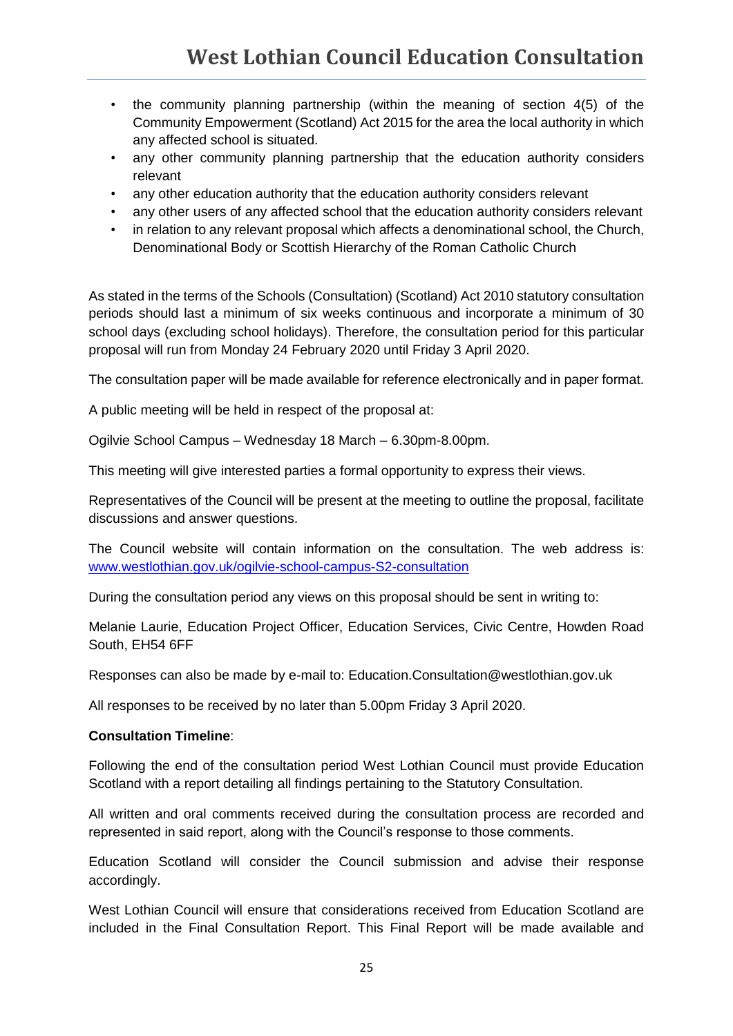- the community planning partnership (within the meaning of section 4(5) of the Community Empowerment (Scotland) Act 2015 for the area the local authority in which any affected school is situated.
- any other community planning partnership that the education authority considers relevant
- any other education authority that the education authority considers relevant
- any other users of any affected school that the education authority considers relevant
- in relation to any relevant proposal which affects a denominational school, the Church, Denominational Body or Scottish Hierarchy of the Roman Catholic Church

As stated in the terms of the Schools (Consultation) (Scotland) Act 2010 statutory consultation periods should last a minimum of six weeks continuous and incorporate a minimum of 30 school days (excluding school holidays). Therefore, the consultation period for this particular proposal will run from Monday 24 February 2020 until Friday 3 April 2020.

The consultation paper will be made available for reference electronically and in paper format.

A public meeting will be held in respect of the proposal at:

Ogilvie School Campus – Wednesday 18 March – 6.30pm-8.00pm.

This meeting will give interested parties a formal opportunity to express their views.

Representatives of the Council will be present at the meeting to outline the proposal, facilitate discussions and answer questions.

The Council website will contain information on the consultation. The web address is: www.westlothian.gov.uk/ogilvie-school-campus-S2-consultation

During the consultation period any views on this proposal should be sent in writing to:

Melanie Laurie, Education Project Officer, Education Services, Civic Centre, Howden Road South, EH54 6FF

Responses can also be made by e-mail to: Education.Consultation@westlothian.gov.uk

All responses to be received by no later than 5.00pm Friday 3 April 2020.

**Consultation Timeline**:

Following the end of the consultation period West Lothian Council must provide Education Scotland with a report detailing all findings pertaining to the Statutory Consultation.

All written and oral comments received during the consultation process are recorded and represented in said report, along with the Council's response to those comments.

Education Scotland will consider the Council submission and advise their response accordingly.

West Lothian Council will ensure that considerations received from Education Scotland are included in the Final Consultation Report. This Final Report will be made available and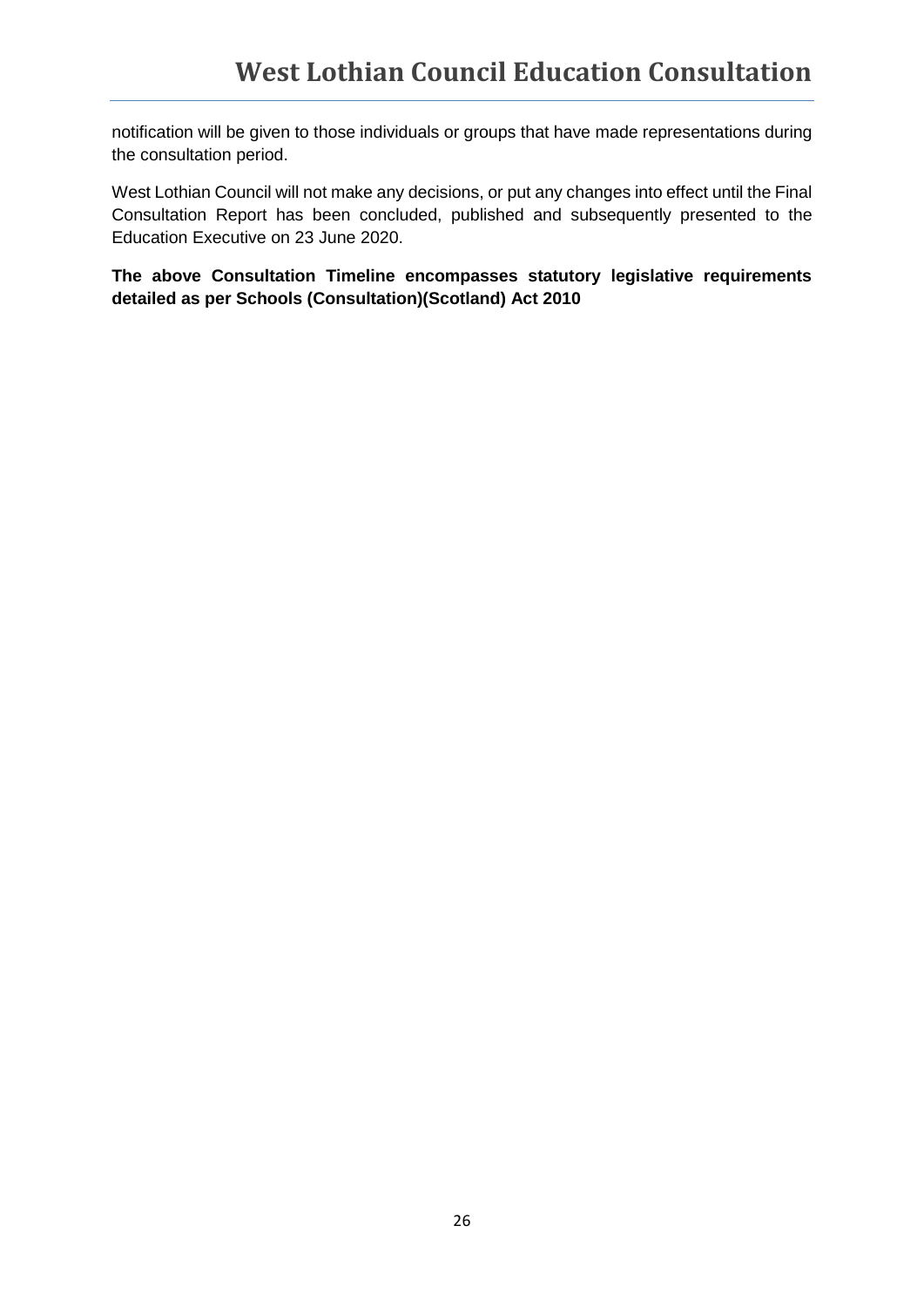notification will be given to those individuals or groups that have made representations during the consultation period.

West Lothian Council will not make any decisions, or put any changes into effect until the Final Consultation Report has been concluded, published and subsequently presented to the Education Executive on 23 June 2020.

**The above Consultation Timeline encompasses statutory legislative requirements detailed as per Schools (Consultation)(Scotland) Act 2010**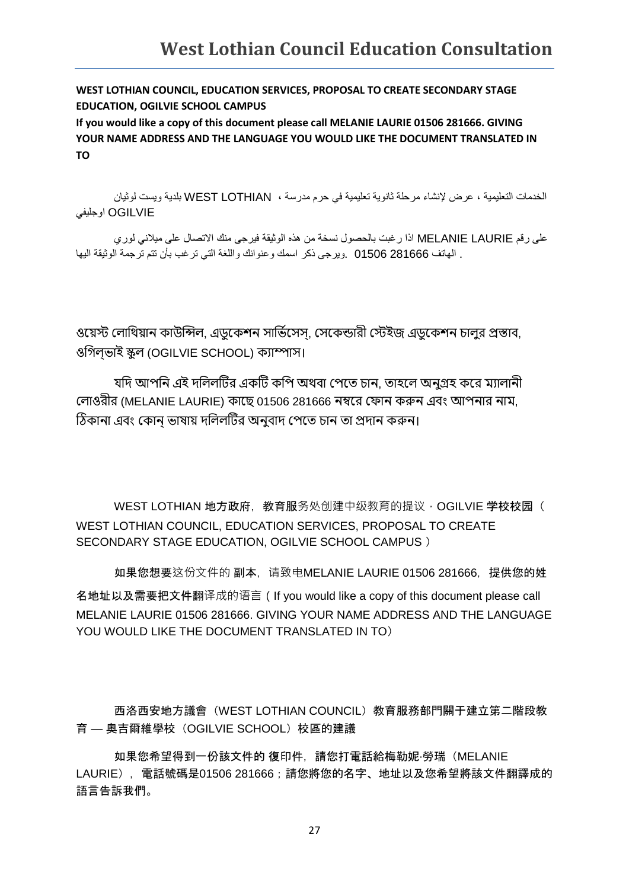# West Lothian Council Education Consultation

**WEST LOTHIAN COUNCIL, EDUCATION SERVICES, PROPOSAL TO CREATE SECONDARY STAGE EDUCATION, OGILVIE SCHOOL CAMPUS**

**If you would like a copy of this document please call MELANIE LAURIE 01506 281666. GIVING YOUR NAME ADDRESS AND THE LANGUAGE YOU WOULD LIKE THE DOCUMENT TRANSLATED IN TO**

الخدمات التعليمية ، عرض لإنشاء مرحلة ثانوية تعليمية في حرم مدرسة ، WEST LOTHIAN بلدية ويست لوثيان OGILVIE اوجليفي

على رقم MELANIE LAURIE اذا رغبت بالحصول نسخة من هذه الوثيقة فيرجى منك الاتصال على ميلاني لوري الهاتف 01506 281666 .ويرجى ذكر اسمك وعنوانك واللغة التي ترغب بأن تتم ترجمة الوثيقة اليها .

ওয়েস্ট লোথিয়ান কাউন্সিল, এডুকেশন সার্ভিসেস্, সেকেন্ডারী স্টেইজ এডুকেশন চালুর প্রস্তাব, ওগিল্‌ভাই স্কুল (OGILVIE SCHOOL) ক্যাম্পাস।

যদি আপনি এই দলিলটির একটি কপি অথবা পেতে চান, তাহলে অনুগ্রহ করে ম্যালানী লোওরীর (MELANIE LAURIE) কাছে 01506 281666 নম্বরে ফোন করুন এবং আপনার নাম, ঠিকানা এবং কোন্ ভাষায় দলিলটির অনুবাদ পেতে চান তা প্রদান করুন।

WEST LOTHIAN 地方政府，教育服务处创建中级教育的提议 · OGILVIE 学校校园（WEST LOTHIAN COUNCIL, EDUCATION SERVICES, PROPOSAL TO CREATE SECONDARY STAGE EDUCATION, OGILVIE SCHOOL CAMPUS）

如果您想要这份文件的 副本，请致电MELANIE LAURIE 01506 281666，提供您的姓名地址以及需要把文件翻译成的语言（If you would like a copy of this document please call MELANIE LAURIE 01506 281666. GIVING YOUR NAME ADDRESS AND THE LANGUAGE YOU WOULD LIKE THE DOCUMENT TRANSLATED IN TO）

西洛西安地方議會（WEST LOTHIAN COUNCIL）教育服務部門關于建立第二階段教育 — 奧吉爾維學校（OGILVIE SCHOOL）校區的建議

如果您希望得到一份該文件的 復印件，請您打電話給梅勒妮·勞瑞（MELANIE LAURIE），電話號碼是01506 281666；請您將您的名字、地址以及您希望將該文件翻譯成的語言告訴我們。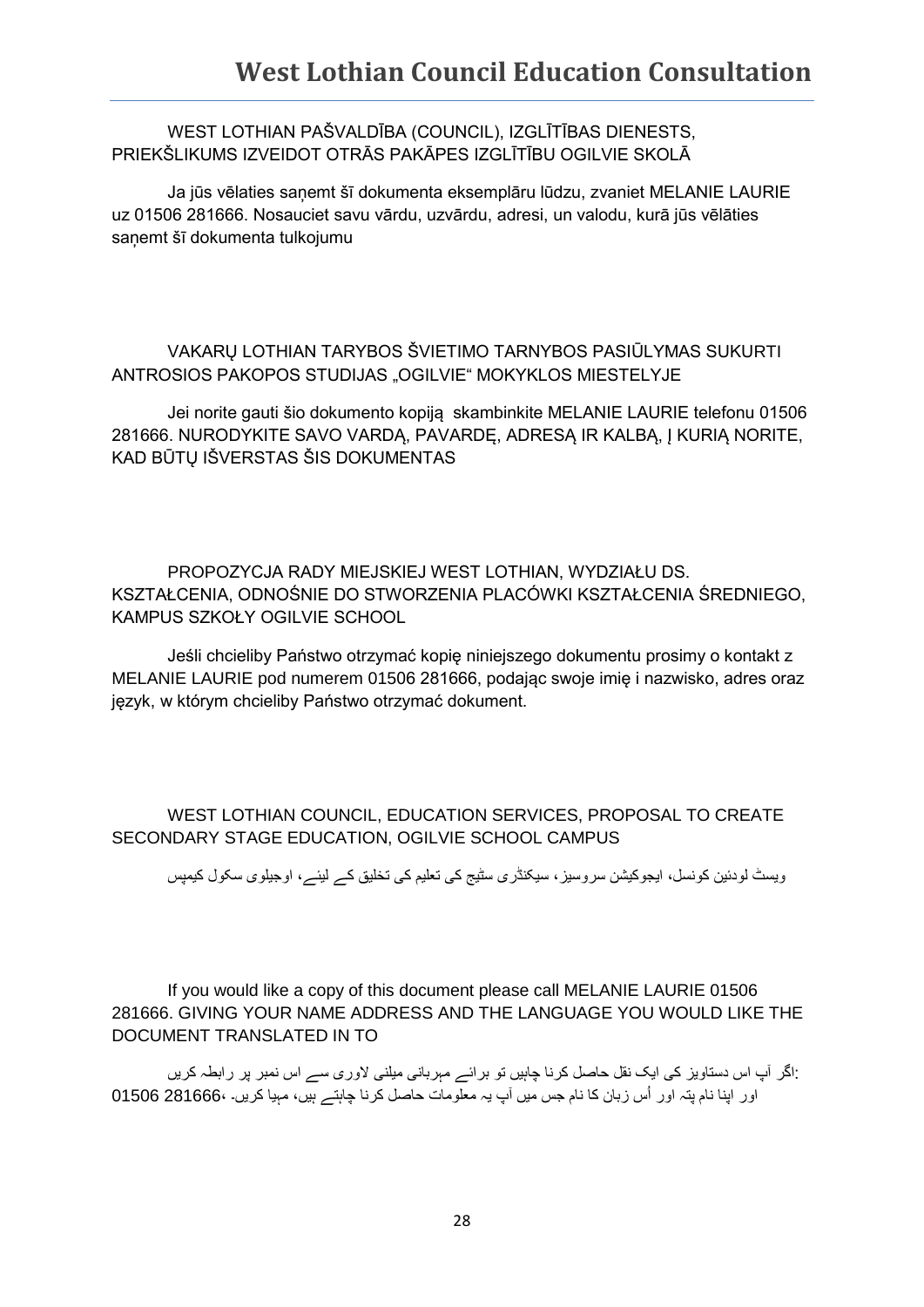WEST LOTHIAN PAŠVALDĪBA (COUNCIL), IZGLĪTĪBAS DIENESTS, PRIEKŠLIKUMS IZVEIDOT OTRĀS PAKĀPES IZGLĪTĪBU OGILVIE SKOLĀ

Ja jūs vēlaties saņemt šī dokumenta eksemplāru lūdzu, zvaniet MELANIE LAURIE uz 01506 281666. Nosauciet savu vārdu, uzvārdu, adresi, un valodu, kurā jūs vēlāties saņemt šī dokumenta tulkojumu

VAKARŲ LOTHIAN TARYBOS ŠVIETIMO TARNYBOS PASIŪLYMAS SUKURTI ANTROSIOS PAKOPOS STUDIJAS „OGILVIE" MOKYKLOS MIESTELYJE

Jei norite gauti šio dokumento kopiją skambinkite MELANIE LAURIE telefonu 01506 281666. NURODYKITE SAVO VARDĄ, PAVARDĘ, ADRESĄ IR KALBĄ, Į KURIĄ NORITE, KAD BŪTŲ IŠVERSTAS ŠIS DOKUMENTAS

PROPOZYCJA RADY MIEJSKIEJ WEST LOTHIAN, WYDZIAŁU DS. KSZTAŁCENIA, ODNOŚNIE DO STWORZENIA PLACÓWKI KSZTAŁCENIA ŚREDNIEGO, KAMPUS SZKOŁY OGILVIE SCHOOL

Jeśli chcieliby Państwo otrzymać kopię niniejszego dokumentu prosimy o kontakt z MELANIE LAURIE pod numerem 01506 281666, podając swoje imię i nazwisko, adres oraz język, w którym chcieliby Państwo otrzymać dokument.

WEST LOTHIAN COUNCIL, EDUCATION SERVICES, PROPOSAL TO CREATE SECONDARY STAGE EDUCATION, OGILVIE SCHOOL CAMPUS

ویسٹ لودئین کونسل، ایجوکیشن سروسیز، سیکنڈری سٹیج کی تعلیم کی تخلیق کے لیئے، اوجیلوی سکول کیمپس

If you would like a copy of this document please call MELANIE LAURIE 01506 281666. GIVING YOUR NAME ADDRESS AND THE LANGUAGE YOU WOULD LIKE THE DOCUMENT TRANSLATED IN TO

اگر آپ اس دستاویز کی ایک نقل حاصل کرنا چاہیں تو برائے مہربانی میلنی لاوری سے اس نمبر پر رابطہ کریں: 01506 281666، اور اپنا نام پتہ اور اُس زبان کا نام جس میں آپ یہ معلومات حاصل کرنا چاہتے ہیں، مہیا کریں۔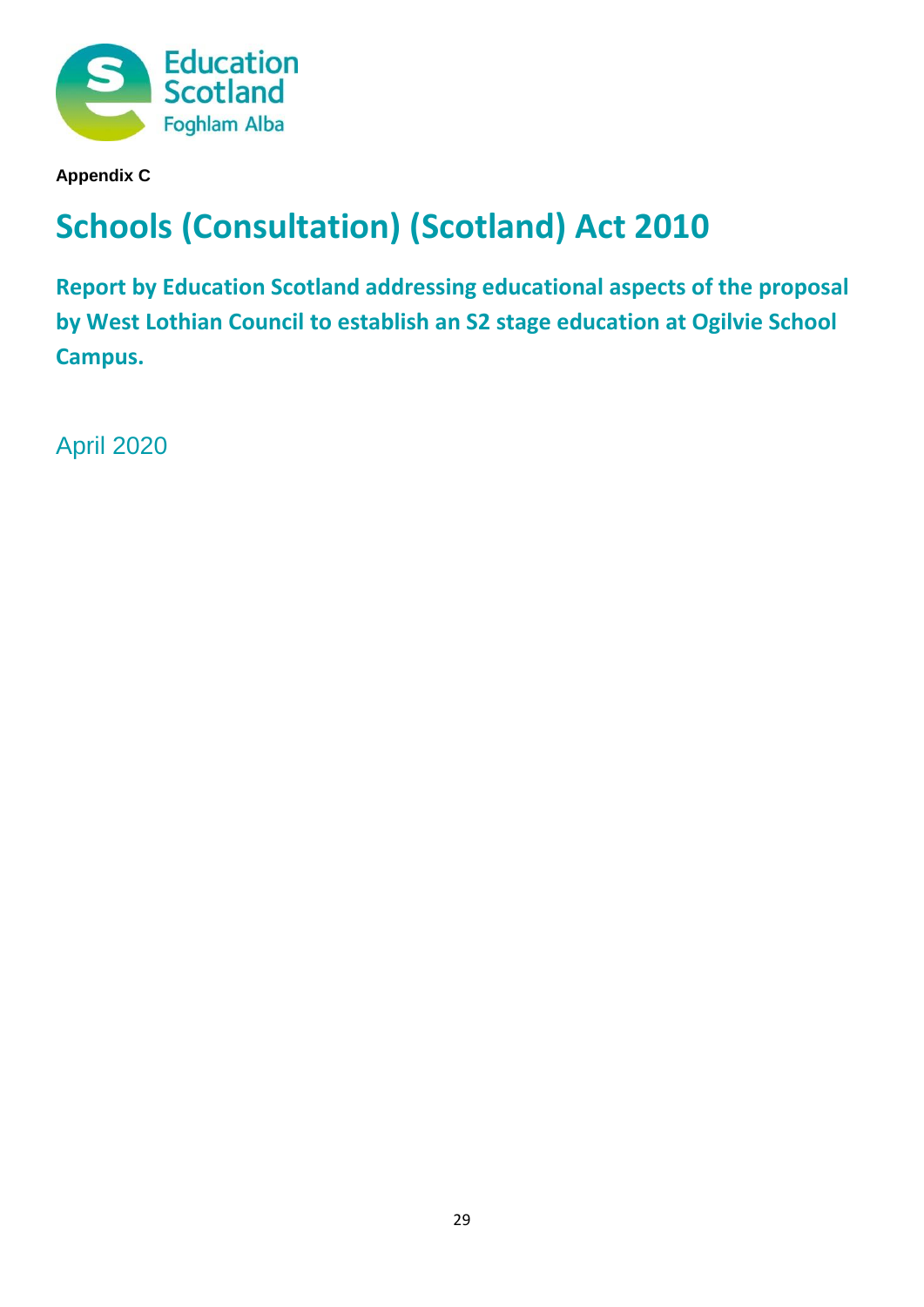Education Scotland
Foghlam Alba

**Appendix C**

# Schools (Consultation) (Scotland) Act 2010

## Report by Education Scotland addressing educational aspects of the proposal by West Lothian Council to establish an S2 stage education at Ogilvie School Campus.

April 2020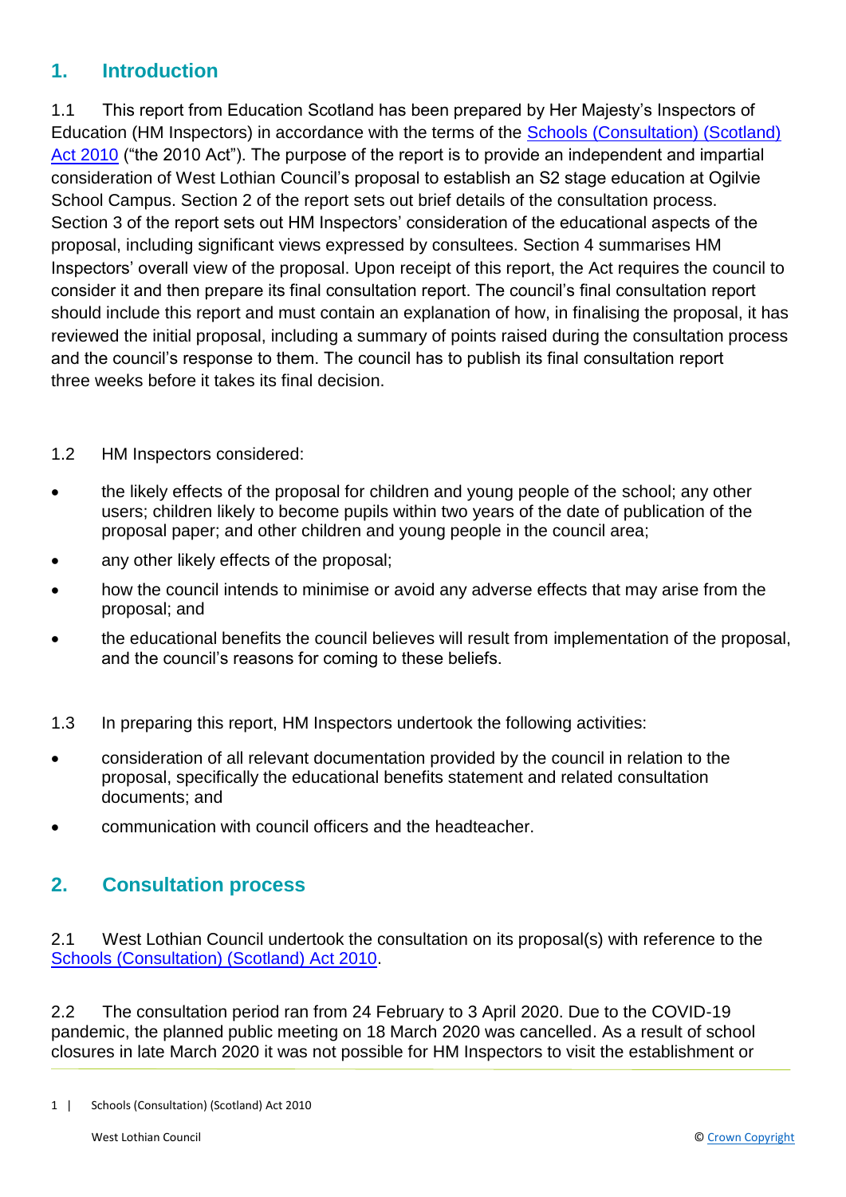## 1. Introduction

1.1 This report from Education Scotland has been prepared by Her Majesty's Inspectors of Education (HM Inspectors) in accordance with the terms of the [Schools (Consultation) (Scotland) Act 2010]("the 2010 Act"). The purpose of the report is to provide an independent and impartial consideration of West Lothian Council's proposal to establish an S2 stage education at Ogilvie School Campus. Section 2 of the report sets out brief details of the consultation process. Section 3 of the report sets out HM Inspectors' consideration of the educational aspects of the proposal, including significant views expressed by consultees. Section 4 summarises HM Inspectors' overall view of the proposal. Upon receipt of this report, the Act requires the council to consider it and then prepare its final consultation report. The council's final consultation report should include this report and must contain an explanation of how, in finalising the proposal, it has reviewed the initial proposal, including a summary of points raised during the consultation process and the council's response to them. The council has to publish its final consultation report three weeks before it takes its final decision.

1.2 HM Inspectors considered:

- the likely effects of the proposal for children and young people of the school; any other users; children likely to become pupils within two years of the date of publication of the proposal paper; and other children and young people in the council area;
- any other likely effects of the proposal;
- how the council intends to minimise or avoid any adverse effects that may arise from the proposal; and
- the educational benefits the council believes will result from implementation of the proposal, and the council's reasons for coming to these beliefs.

1.3 In preparing this report, HM Inspectors undertook the following activities:

- consideration of all relevant documentation provided by the council in relation to the proposal, specifically the educational benefits statement and related consultation documents; and
- communication with council officers and the headteacher.

## 2. Consultation process

2.1 West Lothian Council undertook the consultation on its proposal(s) with reference to the [Schools (Consultation) (Scotland) Act 2010].

2.2 The consultation period ran from 24 February to 3 April 2020. Due to the COVID-19 pandemic, the planned public meeting on 18 March 2020 was cancelled. As a result of school closures in late March 2020 it was not possible for HM Inspectors to visit the establishment or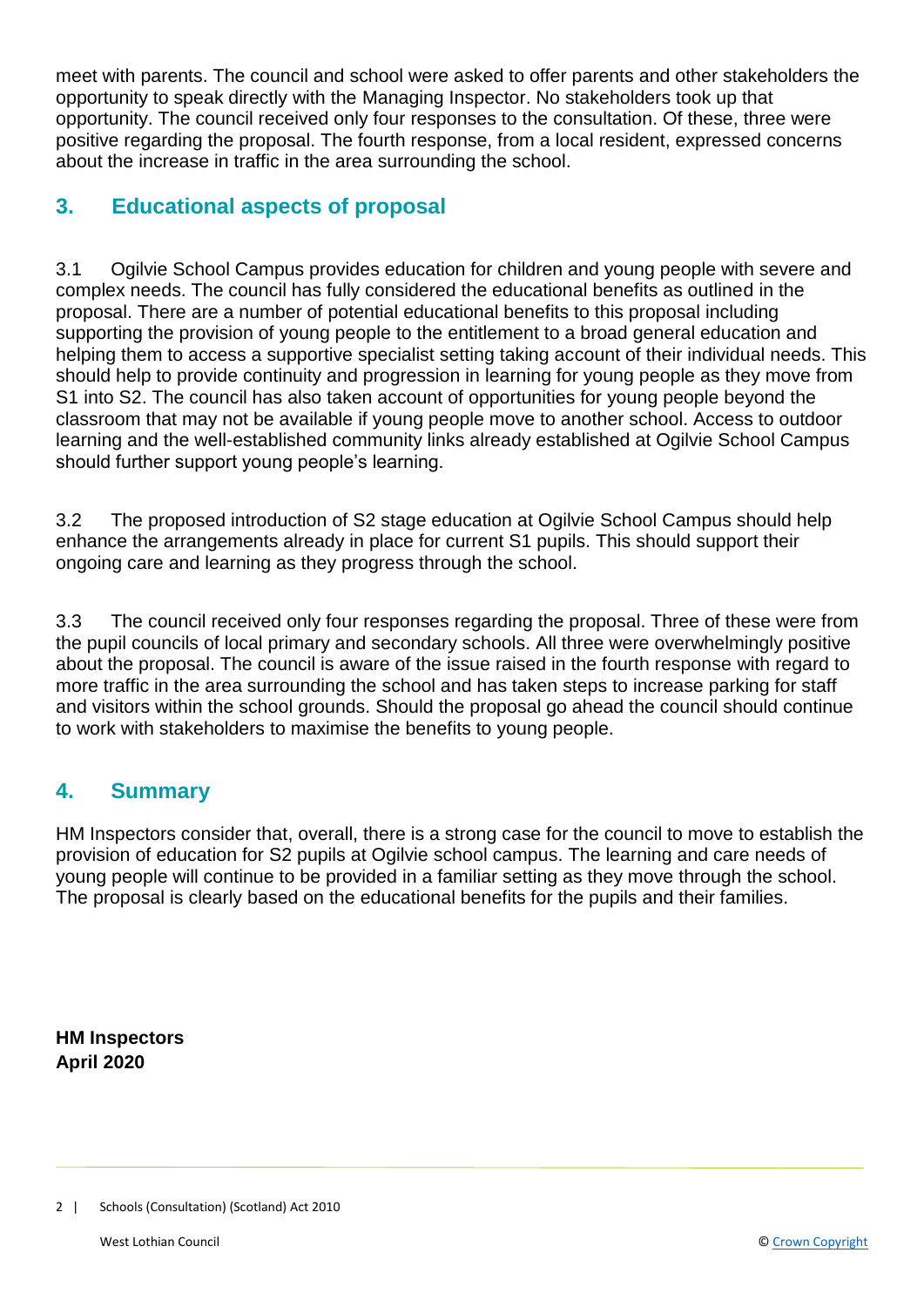meet with parents. The council and school were asked to offer parents and other stakeholders the opportunity to speak directly with the Managing Inspector. No stakeholders took up that opportunity. The council received only four responses to the consultation. Of these, three were positive regarding the proposal. The fourth response, from a local resident, expressed concerns about the increase in traffic in the area surrounding the school.

## 3. Educational aspects of proposal

3.1 Ogilvie School Campus provides education for children and young people with severe and complex needs. The council has fully considered the educational benefits as outlined in the proposal. There are a number of potential educational benefits to this proposal including supporting the provision of young people to the entitlement to a broad general education and helping them to access a supportive specialist setting taking account of their individual needs. This should help to provide continuity and progression in learning for young people as they move from S1 into S2. The council has also taken account of opportunities for young people beyond the classroom that may not be available if young people move to another school. Access to outdoor learning and the well-established community links already established at Ogilvie School Campus should further support young people's learning.

3.2 The proposed introduction of S2 stage education at Ogilvie School Campus should help enhance the arrangements already in place for current S1 pupils. This should support their ongoing care and learning as they progress through the school.

3.3 The council received only four responses regarding the proposal. Three of these were from the pupil councils of local primary and secondary schools. All three were overwhelmingly positive about the proposal. The council is aware of the issue raised in the fourth response with regard to more traffic in the area surrounding the school and has taken steps to increase parking for staff and visitors within the school grounds. Should the proposal go ahead the council should continue to work with stakeholders to maximise the benefits to young people.

## 4. Summary

HM Inspectors consider that, overall, there is a strong case for the council to move to establish the provision of education for S2 pupils at Ogilvie school campus. The learning and care needs of young people will continue to be provided in a familiar setting as they move through the school. The proposal is clearly based on the educational benefits for the pupils and their families.

**HM Inspectors**
**April 2020**